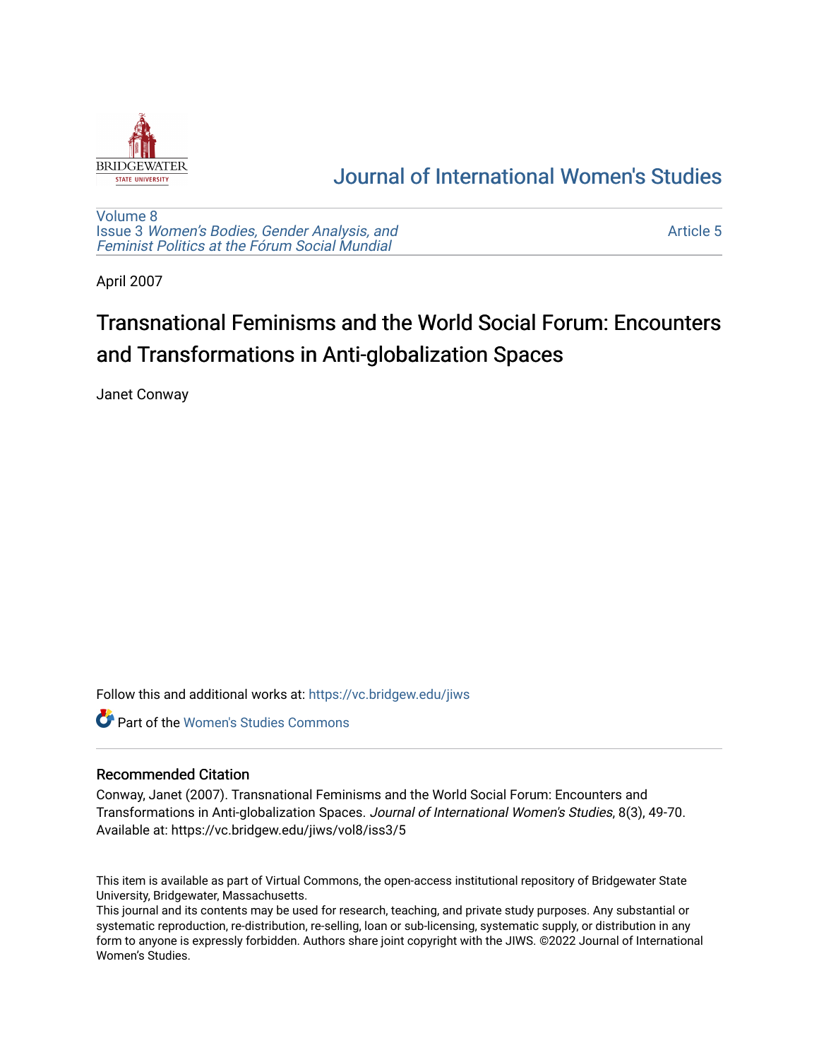# Journal of International Women's Studies

Volume 8
Issue 3 *Women's Bodies, Gender Analysis, and Feminist Politics at the Fórum Social Mundial*

Article 5

April 2007

## Transnational Feminisms and the World Social Forum: Encounters and Transformations in Anti-globalization Spaces

Janet Conway

Follow this and additional works at: https://vc.bridgew.edu/jiws

Part of the Women's Studies Commons

### Recommended Citation

Conway, Janet (2007). Transnational Feminisms and the World Social Forum: Encounters and Transformations in Anti-globalization Spaces. *Journal of International Women's Studies*, 8(3), 49-70.
Available at: https://vc.bridgew.edu/jiws/vol8/iss3/5

This item is available as part of Virtual Commons, the open-access institutional repository of Bridgewater State University, Bridgewater, Massachusetts.
This journal and its contents may be used for research, teaching, and private study purposes. Any substantial or systematic reproduction, re-distribution, re-selling, loan or sub-licensing, systematic supply, or distribution in any form to anyone is expressly forbidden. Authors share joint copyright with the JIWS. ©2022 Journal of International Women's Studies.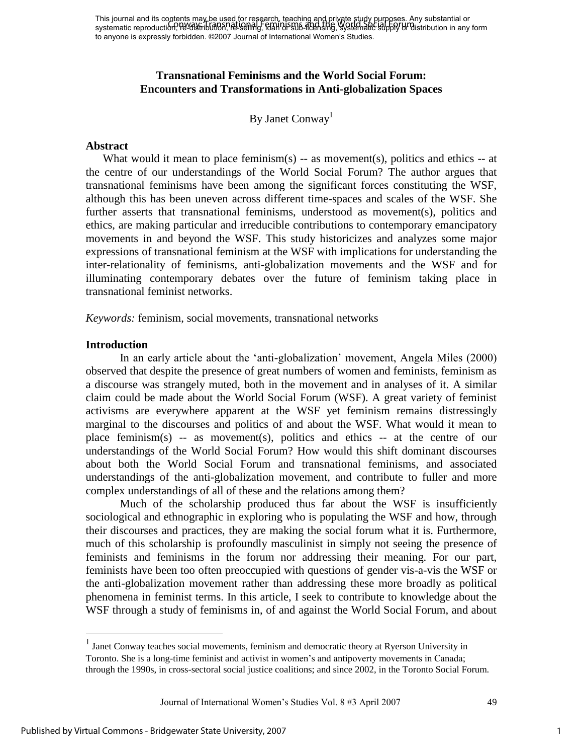This journal and its contents may be used for research, teaching and private study purposes. Any substantial or systematic reproduction, re-distribution, re-selling, loan or sub-licensing, systematic supply or distribution in any form to anyone is expressly forbidden. ©2007 Journal of International Women's Studies.

# Transnational Feminisms and the World Social Forum: Encounters and Transformations in Anti-globalization Spaces

By Janet Conway[1]

## Abstract

What would it mean to place feminism(s) -- as movement(s), politics and ethics -- at the centre of our understandings of the World Social Forum? The author argues that transnational feminisms have been among the significant forces constituting the WSF, although this has been uneven across different time-spaces and scales of the WSF. She further asserts that transnational feminisms, understood as movement(s), politics and ethics, are making particular and irreducible contributions to contemporary emancipatory movements in and beyond the WSF. This study historicizes and analyzes some major expressions of transnational feminism at the WSF with implications for understanding the inter-relationality of feminisms, anti-globalization movements and the WSF and for illuminating contemporary debates over the future of feminism taking place in transnational feminist networks.

*Keywords:* feminism, social movements, transnational networks

## Introduction

In an early article about the 'anti-globalization' movement, Angela Miles (2000) observed that despite the presence of great numbers of women and feminists, feminism as a discourse was strangely muted, both in the movement and in analyses of it. A similar claim could be made about the World Social Forum (WSF). A great variety of feminist activisms are everywhere apparent at the WSF yet feminism remains distressingly marginal to the discourses and politics of and about the WSF. What would it mean to place feminism(s) -- as movement(s), politics and ethics -- at the centre of our understandings of the World Social Forum? How would this shift dominant discourses about both the World Social Forum and transnational feminisms, and associated understandings of the anti-globalization movement, and contribute to fuller and more complex understandings of all of these and the relations among them?

Much of the scholarship produced thus far about the WSF is insufficiently sociological and ethnographic in exploring who is populating the WSF and how, through their discourses and practices, they are making the social forum what it is. Furthermore, much of this scholarship is profoundly masculinist in simply not seeing the presence of feminists and feminisms in the forum nor addressing their meaning. For our part, feminists have been too often preoccupied with questions of gender vis-a-vis the WSF or the anti-globalization movement rather than addressing these more broadly as political phenomena in feminist terms. In this article, I seek to contribute to knowledge about the WSF through a study of feminisms in, of and against the World Social Forum, and about

[1] Janet Conway teaches social movements, feminism and democratic theory at Ryerson University in Toronto. She is a long-time feminist and activist in women's and antipoverty movements in Canada; through the 1990s, in cross-sectoral social justice coalitions; and since 2002, in the Toronto Social Forum.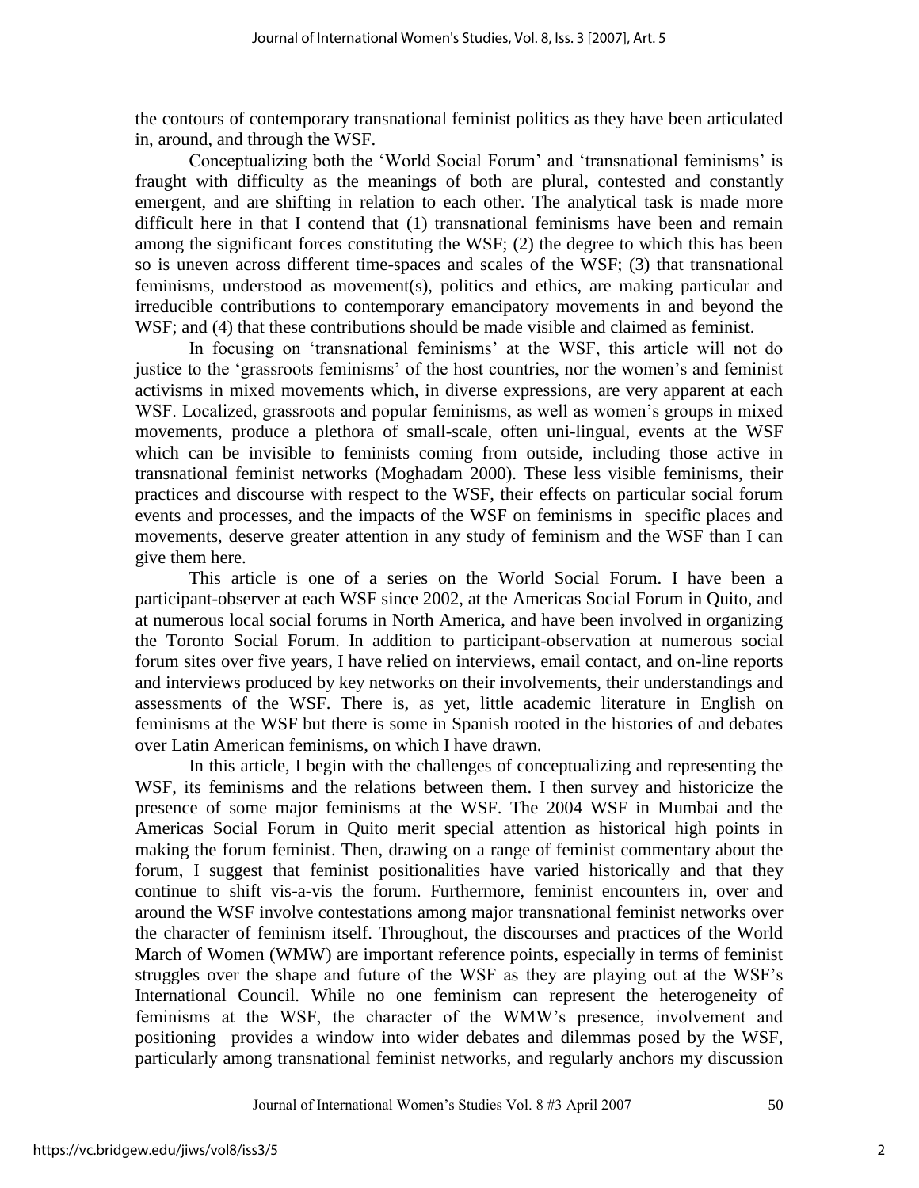the contours of contemporary transnational feminist politics as they have been articulated in, around, and through the WSF.

Conceptualizing both the 'World Social Forum' and 'transnational feminisms' is fraught with difficulty as the meanings of both are plural, contested and constantly emergent, and are shifting in relation to each other. The analytical task is made more difficult here in that I contend that (1) transnational feminisms have been and remain among the significant forces constituting the WSF; (2) the degree to which this has been so is uneven across different time-spaces and scales of the WSF; (3) that transnational feminisms, understood as movement(s), politics and ethics, are making particular and irreducible contributions to contemporary emancipatory movements in and beyond the WSF; and (4) that these contributions should be made visible and claimed as feminist.

In focusing on 'transnational feminisms' at the WSF, this article will not do justice to the 'grassroots feminisms' of the host countries, nor the women's and feminist activisms in mixed movements which, in diverse expressions, are very apparent at each WSF. Localized, grassroots and popular feminisms, as well as women's groups in mixed movements, produce a plethora of small-scale, often uni-lingual, events at the WSF which can be invisible to feminists coming from outside, including those active in transnational feminist networks (Moghadam 2000). These less visible feminisms, their practices and discourse with respect to the WSF, their effects on particular social forum events and processes, and the impacts of the WSF on feminisms in specific places and movements, deserve greater attention in any study of feminism and the WSF than I can give them here.

This article is one of a series on the World Social Forum. I have been a participant-observer at each WSF since 2002, at the Americas Social Forum in Quito, and at numerous local social forums in North America, and have been involved in organizing the Toronto Social Forum. In addition to participant-observation at numerous social forum sites over five years, I have relied on interviews, email contact, and on-line reports and interviews produced by key networks on their involvements, their understandings and assessments of the WSF. There is, as yet, little academic literature in English on feminisms at the WSF but there is some in Spanish rooted in the histories of and debates over Latin American feminisms, on which I have drawn.

In this article, I begin with the challenges of conceptualizing and representing the WSF, its feminisms and the relations between them. I then survey and historicize the presence of some major feminisms at the WSF. The 2004 WSF in Mumbai and the Americas Social Forum in Quito merit special attention as historical high points in making the forum feminist. Then, drawing on a range of feminist commentary about the forum, I suggest that feminist positionalities have varied historically and that they continue to shift vis-a-vis the forum. Furthermore, feminist encounters in, over and around the WSF involve contestations among major transnational feminist networks over the character of feminism itself. Throughout, the discourses and practices of the World March of Women (WMW) are important reference points, especially in terms of feminist struggles over the shape and future of the WSF as they are playing out at the WSF's International Council. While no one feminism can represent the heterogeneity of feminisms at the WSF, the character of the WMW's presence, involvement and positioning provides a window into wider debates and dilemmas posed by the WSF, particularly among transnational feminist networks, and regularly anchors my discussion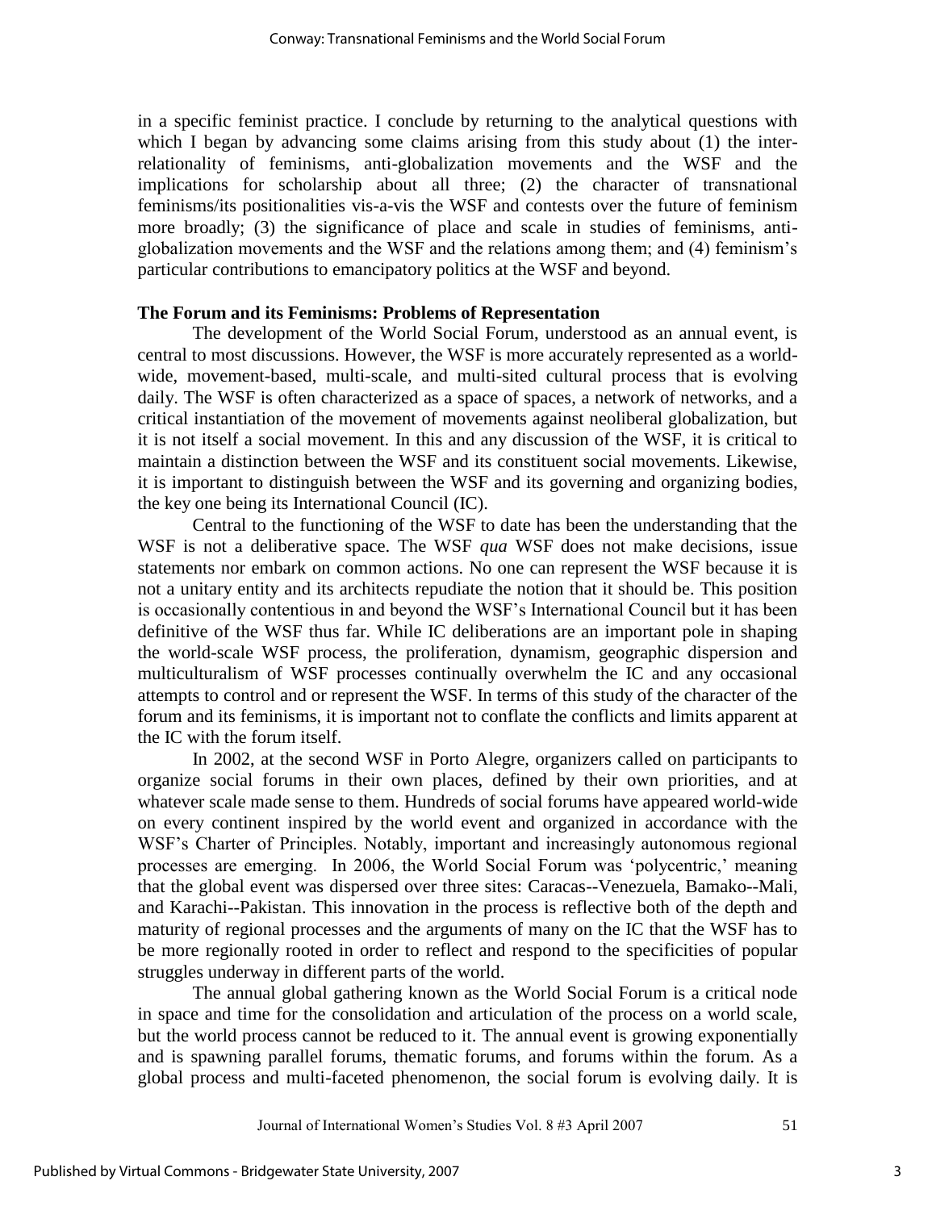in a specific feminist practice. I conclude by returning to the analytical questions with which I began by advancing some claims arising from this study about (1) the inter-relationality of feminisms, anti-globalization movements and the WSF and the implications for scholarship about all three; (2) the character of transnational feminisms/its positionalities vis-a-vis the WSF and contests over the future of feminism more broadly; (3) the significance of place and scale in studies of feminisms, anti-globalization movements and the WSF and the relations among them; and (4) feminism's particular contributions to emancipatory politics at the WSF and beyond.

**The Forum and its Feminisms: Problems of Representation**

The development of the World Social Forum, understood as an annual event, is central to most discussions. However, the WSF is more accurately represented as a world-wide, movement-based, multi-scale, and multi-sited cultural process that is evolving daily. The WSF is often characterized as a space of spaces, a network of networks, and a critical instantiation of the movement of movements against neoliberal globalization, but it is not itself a social movement. In this and any discussion of the WSF, it is critical to maintain a distinction between the WSF and its constituent social movements. Likewise, it is important to distinguish between the WSF and its governing and organizing bodies, the key one being its International Council (IC).

Central to the functioning of the WSF to date has been the understanding that the WSF is not a deliberative space. The WSF *qua* WSF does not make decisions, issue statements nor embark on common actions. No one can represent the WSF because it is not a unitary entity and its architects repudiate the notion that it should be. This position is occasionally contentious in and beyond the WSF's International Council but it has been definitive of the WSF thus far. While IC deliberations are an important pole in shaping the world-scale WSF process, the proliferation, dynamism, geographic dispersion and multiculturalism of WSF processes continually overwhelm the IC and any occasional attempts to control and or represent the WSF. In terms of this study of the character of the forum and its feminisms, it is important not to conflate the conflicts and limits apparent at the IC with the forum itself.

In 2002, at the second WSF in Porto Alegre, organizers called on participants to organize social forums in their own places, defined by their own priorities, and at whatever scale made sense to them. Hundreds of social forums have appeared world-wide on every continent inspired by the world event and organized in accordance with the WSF's Charter of Principles. Notably, important and increasingly autonomous regional processes are emerging. In 2006, the World Social Forum was 'polycentric,' meaning that the global event was dispersed over three sites: Caracas--Venezuela, Bamako--Mali, and Karachi--Pakistan. This innovation in the process is reflective both of the depth and maturity of regional processes and the arguments of many on the IC that the WSF has to be more regionally rooted in order to reflect and respond to the specificities of popular struggles underway in different parts of the world.

The annual global gathering known as the World Social Forum is a critical node in space and time for the consolidation and articulation of the process on a world scale, but the world process cannot be reduced to it. The annual event is growing exponentially and is spawning parallel forums, thematic forums, and forums within the forum. As a global process and multi-faceted phenomenon, the social forum is evolving daily. It is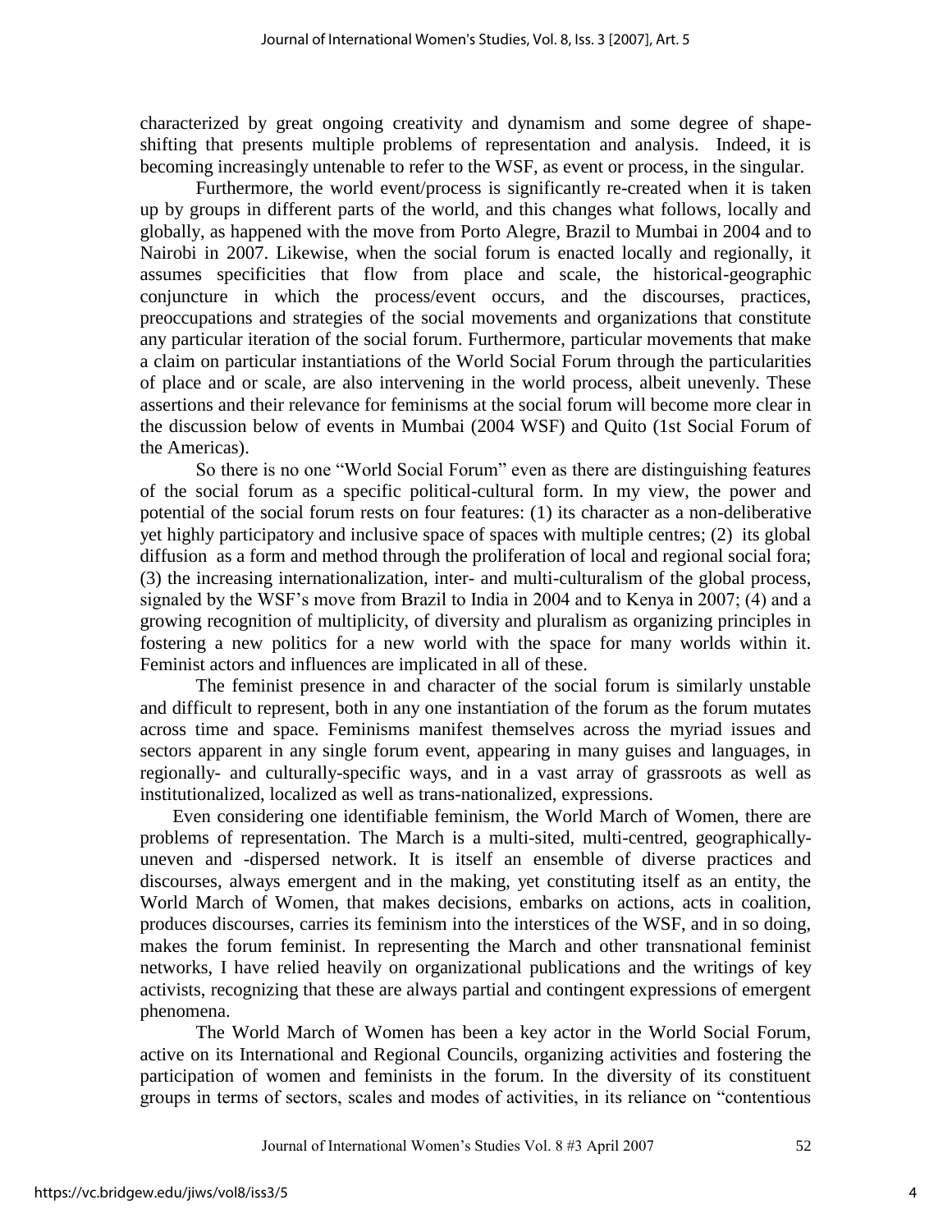characterized by great ongoing creativity and dynamism and some degree of shape-shifting that presents multiple problems of representation and analysis. Indeed, it is becoming increasingly untenable to refer to the WSF, as event or process, in the singular.

Furthermore, the world event/process is significantly re-created when it is taken up by groups in different parts of the world, and this changes what follows, locally and globally, as happened with the move from Porto Alegre, Brazil to Mumbai in 2004 and to Nairobi in 2007. Likewise, when the social forum is enacted locally and regionally, it assumes specificities that flow from place and scale, the historical-geographic conjuncture in which the process/event occurs, and the discourses, practices, preoccupations and strategies of the social movements and organizations that constitute any particular iteration of the social forum. Furthermore, particular movements that make a claim on particular instantiations of the World Social Forum through the particularities of place and or scale, are also intervening in the world process, albeit unevenly. These assertions and their relevance for feminisms at the social forum will become more clear in the discussion below of events in Mumbai (2004 WSF) and Quito (1st Social Forum of the Americas).

So there is no one "World Social Forum" even as there are distinguishing features of the social forum as a specific political-cultural form. In my view, the power and potential of the social forum rests on four features: (1) its character as a non-deliberative yet highly participatory and inclusive space of spaces with multiple centres; (2) its global diffusion as a form and method through the proliferation of local and regional social fora; (3) the increasing internationalization, inter- and multi-culturalism of the global process, signaled by the WSF's move from Brazil to India in 2004 and to Kenya in 2007; (4) and a growing recognition of multiplicity, of diversity and pluralism as organizing principles in fostering a new politics for a new world with the space for many worlds within it. Feminist actors and influences are implicated in all of these.

The feminist presence in and character of the social forum is similarly unstable and difficult to represent, both in any one instantiation of the forum as the forum mutates across time and space. Feminisms manifest themselves across the myriad issues and sectors apparent in any single forum event, appearing in many guises and languages, in regionally- and culturally-specific ways, and in a vast array of grassroots as well as institutionalized, localized as well as trans-nationalized, expressions.

Even considering one identifiable feminism, the World March of Women, there are problems of representation. The March is a multi-sited, multi-centred, geographically-uneven and -dispersed network. It is itself an ensemble of diverse practices and discourses, always emergent and in the making, yet constituting itself as an entity, the World March of Women, that makes decisions, embarks on actions, acts in coalition, produces discourses, carries its feminism into the interstices of the WSF, and in so doing, makes the forum feminist. In representing the March and other transnational feminist networks, I have relied heavily on organizational publications and the writings of key activists, recognizing that these are always partial and contingent expressions of emergent phenomena.

The World March of Women has been a key actor in the World Social Forum, active on its International and Regional Councils, organizing activities and fostering the participation of women and feminists in the forum. In the diversity of its constituent groups in terms of sectors, scales and modes of activities, in its reliance on "contentious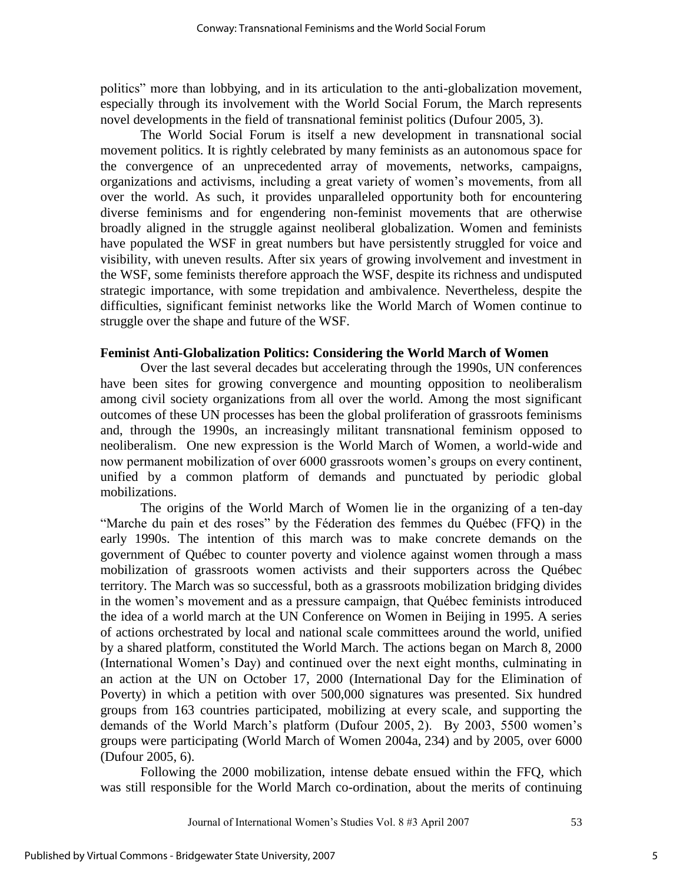politics" more than lobbying, and in its articulation to the anti-globalization movement, especially through its involvement with the World Social Forum, the March represents novel developments in the field of transnational feminist politics (Dufour 2005, 3).

The World Social Forum is itself a new development in transnational social movement politics. It is rightly celebrated by many feminists as an autonomous space for the convergence of an unprecedented array of movements, networks, campaigns, organizations and activisms, including a great variety of women's movements, from all over the world. As such, it provides unparalleled opportunity both for encountering diverse feminisms and for engendering non-feminist movements that are otherwise broadly aligned in the struggle against neoliberal globalization. Women and feminists have populated the WSF in great numbers but have persistently struggled for voice and visibility, with uneven results. After six years of growing involvement and investment in the WSF, some feminists therefore approach the WSF, despite its richness and undisputed strategic importance, with some trepidation and ambivalence. Nevertheless, despite the difficulties, significant feminist networks like the World March of Women continue to struggle over the shape and future of the WSF.

### Feminist Anti-Globalization Politics: Considering the World March of Women

Over the last several decades but accelerating through the 1990s, UN conferences have been sites for growing convergence and mounting opposition to neoliberalism among civil society organizations from all over the world. Among the most significant outcomes of these UN processes has been the global proliferation of grassroots feminisms and, through the 1990s, an increasingly militant transnational feminism opposed to neoliberalism. One new expression is the World March of Women, a world-wide and now permanent mobilization of over 6000 grassroots women's groups on every continent, unified by a common platform of demands and punctuated by periodic global mobilizations.

The origins of the World March of Women lie in the organizing of a ten-day "Marche du pain et des roses" by the Féderation des femmes du Québec (FFQ) in the early 1990s. The intention of this march was to make concrete demands on the government of Québec to counter poverty and violence against women through a mass mobilization of grassroots women activists and their supporters across the Québec territory. The March was so successful, both as a grassroots mobilization bridging divides in the women's movement and as a pressure campaign, that Québec feminists introduced the idea of a world march at the UN Conference on Women in Beijing in 1995. A series of actions orchestrated by local and national scale committees around the world, unified by a shared platform, constituted the World March. The actions began on March 8, 2000 (International Women's Day) and continued over the next eight months, culminating in an action at the UN on October 17, 2000 (International Day for the Elimination of Poverty) in which a petition with over 500,000 signatures was presented. Six hundred groups from 163 countries participated, mobilizing at every scale, and supporting the demands of the World March's platform (Dufour 2005, 2). By 2003, 5500 women's groups were participating (World March of Women 2004a, 234) and by 2005, over 6000 (Dufour 2005, 6).

Following the 2000 mobilization, intense debate ensued within the FFQ, which was still responsible for the World March co-ordination, about the merits of continuing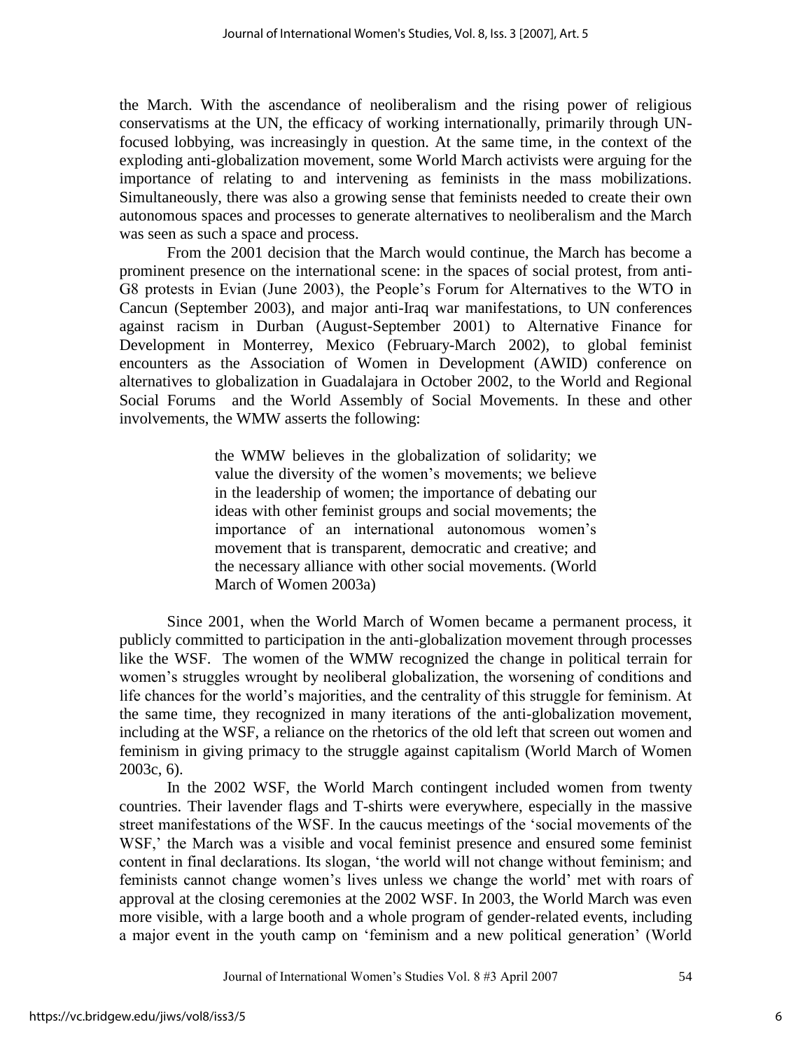the March. With the ascendance of neoliberalism and the rising power of religious conservatisms at the UN, the efficacy of working internationally, primarily through UN-focused lobbying, was increasingly in question. At the same time, in the context of the exploding anti-globalization movement, some World March activists were arguing for the importance of relating to and intervening as feminists in the mass mobilizations. Simultaneously, there was also a growing sense that feminists needed to create their own autonomous spaces and processes to generate alternatives to neoliberalism and the March was seen as such a space and process.

From the 2001 decision that the March would continue, the March has become a prominent presence on the international scene: in the spaces of social protest, from anti-G8 protests in Evian (June 2003), the People's Forum for Alternatives to the WTO in Cancun (September 2003), and major anti-Iraq war manifestations, to UN conferences against racism in Durban (August-September 2001) to Alternative Finance for Development in Monterrey, Mexico (February-March 2002), to global feminist encounters as the Association of Women in Development (AWID) conference on alternatives to globalization in Guadalajara in October 2002, to the World and Regional Social Forums and the World Assembly of Social Movements. In these and other involvements, the WMW asserts the following:

> the WMW believes in the globalization of solidarity; we value the diversity of the women's movements; we believe in the leadership of women; the importance of debating our ideas with other feminist groups and social movements; the importance of an international autonomous women's movement that is transparent, democratic and creative; and the necessary alliance with other social movements. (World March of Women 2003a)

Since 2001, when the World March of Women became a permanent process, it publicly committed to participation in the anti-globalization movement through processes like the WSF. The women of the WMW recognized the change in political terrain for women's struggles wrought by neoliberal globalization, the worsening of conditions and life chances for the world's majorities, and the centrality of this struggle for feminism. At the same time, they recognized in many iterations of the anti-globalization movement, including at the WSF, a reliance on the rhetorics of the old left that screen out women and feminism in giving primacy to the struggle against capitalism (World March of Women 2003c, 6).

In the 2002 WSF, the World March contingent included women from twenty countries. Their lavender flags and T-shirts were everywhere, especially in the massive street manifestations of the WSF. In the caucus meetings of the 'social movements of the WSF,' the March was a visible and vocal feminist presence and ensured some feminist content in final declarations. Its slogan, 'the world will not change without feminism; and feminists cannot change women's lives unless we change the world' met with roars of approval at the closing ceremonies at the 2002 WSF. In 2003, the World March was even more visible, with a large booth and a whole program of gender-related events, including a major event in the youth camp on 'feminism and a new political generation' (World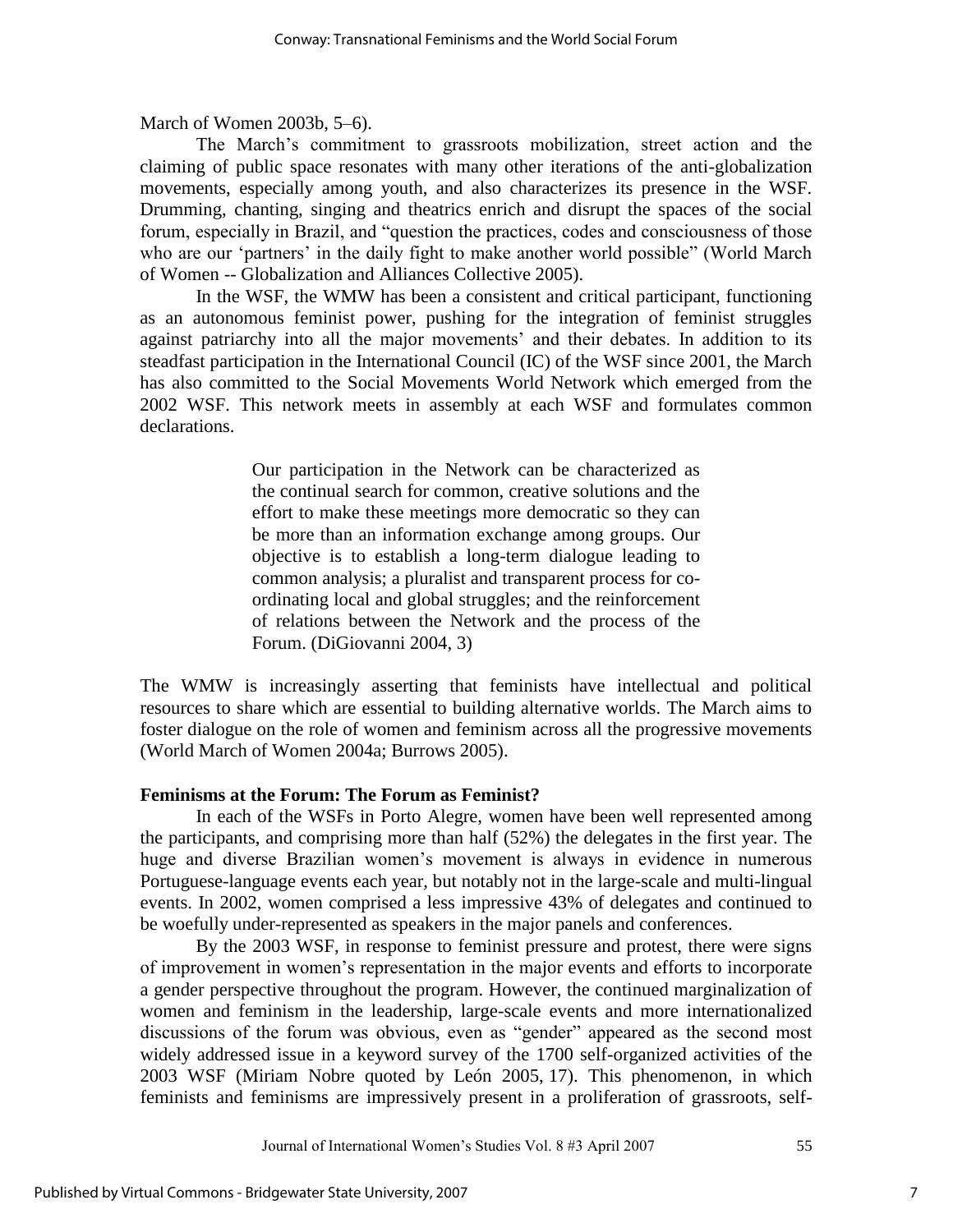March of Women 2003b, 5–6).

The March's commitment to grassroots mobilization, street action and the claiming of public space resonates with many other iterations of the anti-globalization movements, especially among youth, and also characterizes its presence in the WSF. Drumming, chanting, singing and theatrics enrich and disrupt the spaces of the social forum, especially in Brazil, and "question the practices, codes and consciousness of those who are our 'partners' in the daily fight to make another world possible" (World March of Women -- Globalization and Alliances Collective 2005).

In the WSF, the WMW has been a consistent and critical participant, functioning as an autonomous feminist power, pushing for the integration of feminist struggles against patriarchy into all the major movements' and their debates. In addition to its steadfast participation in the International Council (IC) of the WSF since 2001, the March has also committed to the Social Movements World Network which emerged from the 2002 WSF. This network meets in assembly at each WSF and formulates common declarations.

> Our participation in the Network can be characterized as the continual search for common, creative solutions and the effort to make these meetings more democratic so they can be more than an information exchange among groups. Our objective is to establish a long-term dialogue leading to common analysis; a pluralist and transparent process for co-ordinating local and global struggles; and the reinforcement of relations between the Network and the process of the Forum. (DiGiovanni 2004, 3)

The WMW is increasingly asserting that feminists have intellectual and political resources to share which are essential to building alternative worlds. The March aims to foster dialogue on the role of women and feminism across all the progressive movements (World March of Women 2004a; Burrows 2005).

**Feminisms at the Forum: The Forum as Feminist?**

In each of the WSFs in Porto Alegre, women have been well represented among the participants, and comprising more than half (52%) the delegates in the first year. The huge and diverse Brazilian women's movement is always in evidence in numerous Portuguese-language events each year, but notably not in the large-scale and multi-lingual events. In 2002, women comprised a less impressive 43% of delegates and continued to be woefully under-represented as speakers in the major panels and conferences.

By the 2003 WSF, in response to feminist pressure and protest, there were signs of improvement in women's representation in the major events and efforts to incorporate a gender perspective throughout the program. However, the continued marginalization of women and feminism in the leadership, large-scale events and more internationalized discussions of the forum was obvious, even as "gender" appeared as the second most widely addressed issue in a keyword survey of the 1700 self-organized activities of the 2003 WSF (Miriam Nobre quoted by León 2005, 17). This phenomenon, in which feminists and feminisms are impressively present in a proliferation of grassroots, self-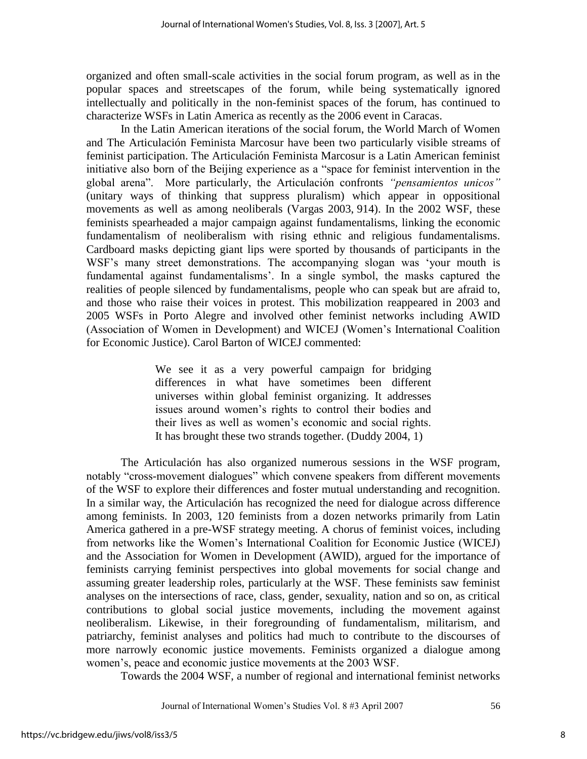organized and often small-scale activities in the social forum program, as well as in the popular spaces and streetscapes of the forum, while being systematically ignored intellectually and politically in the non-feminist spaces of the forum, has continued to characterize WSFs in Latin America as recently as the 2006 event in Caracas.

In the Latin American iterations of the social forum, the World March of Women and The Articulación Feminista Marcosur have been two particularly visible streams of feminist participation. The Articulación Feminista Marcosur is a Latin American feminist initiative also born of the Beijing experience as a "space for feminist intervention in the global arena". More particularly, the Articulación confronts *"pensamientos unicos"* (unitary ways of thinking that suppress pluralism) which appear in oppositional movements as well as among neoliberals (Vargas 2003, 914). In the 2002 WSF, these feminists spearheaded a major campaign against fundamentalisms, linking the economic fundamentalism of neoliberalism with rising ethnic and religious fundamentalisms. Cardboard masks depicting giant lips were sported by thousands of participants in the WSF's many street demonstrations. The accompanying slogan was 'your mouth is fundamental against fundamentalisms'. In a single symbol, the masks captured the realities of people silenced by fundamentalisms, people who can speak but are afraid to, and those who raise their voices in protest. This mobilization reappeared in 2003 and 2005 WSFs in Porto Alegre and involved other feminist networks including AWID (Association of Women in Development) and WICEJ (Women's International Coalition for Economic Justice). Carol Barton of WICEJ commented:

> We see it as a very powerful campaign for bridging differences in what have sometimes been different universes within global feminist organizing. It addresses issues around women's rights to control their bodies and their lives as well as women's economic and social rights. It has brought these two strands together. (Duddy 2004, 1)

The Articulación has also organized numerous sessions in the WSF program, notably "cross-movement dialogues" which convene speakers from different movements of the WSF to explore their differences and foster mutual understanding and recognition. In a similar way, the Articulación has recognized the need for dialogue across difference among feminists. In 2003, 120 feminists from a dozen networks primarily from Latin America gathered in a pre-WSF strategy meeting. A chorus of feminist voices, including from networks like the Women's International Coalition for Economic Justice (WICEJ) and the Association for Women in Development (AWID), argued for the importance of feminists carrying feminist perspectives into global movements for social change and assuming greater leadership roles, particularly at the WSF. These feminists saw feminist analyses on the intersections of race, class, gender, sexuality, nation and so on, as critical contributions to global social justice movements, including the movement against neoliberalism. Likewise, in their foregrounding of fundamentalism, militarism, and patriarchy, feminist analyses and politics had much to contribute to the discourses of more narrowly economic justice movements. Feminists organized a dialogue among women's, peace and economic justice movements at the 2003 WSF.

Towards the 2004 WSF, a number of regional and international feminist networks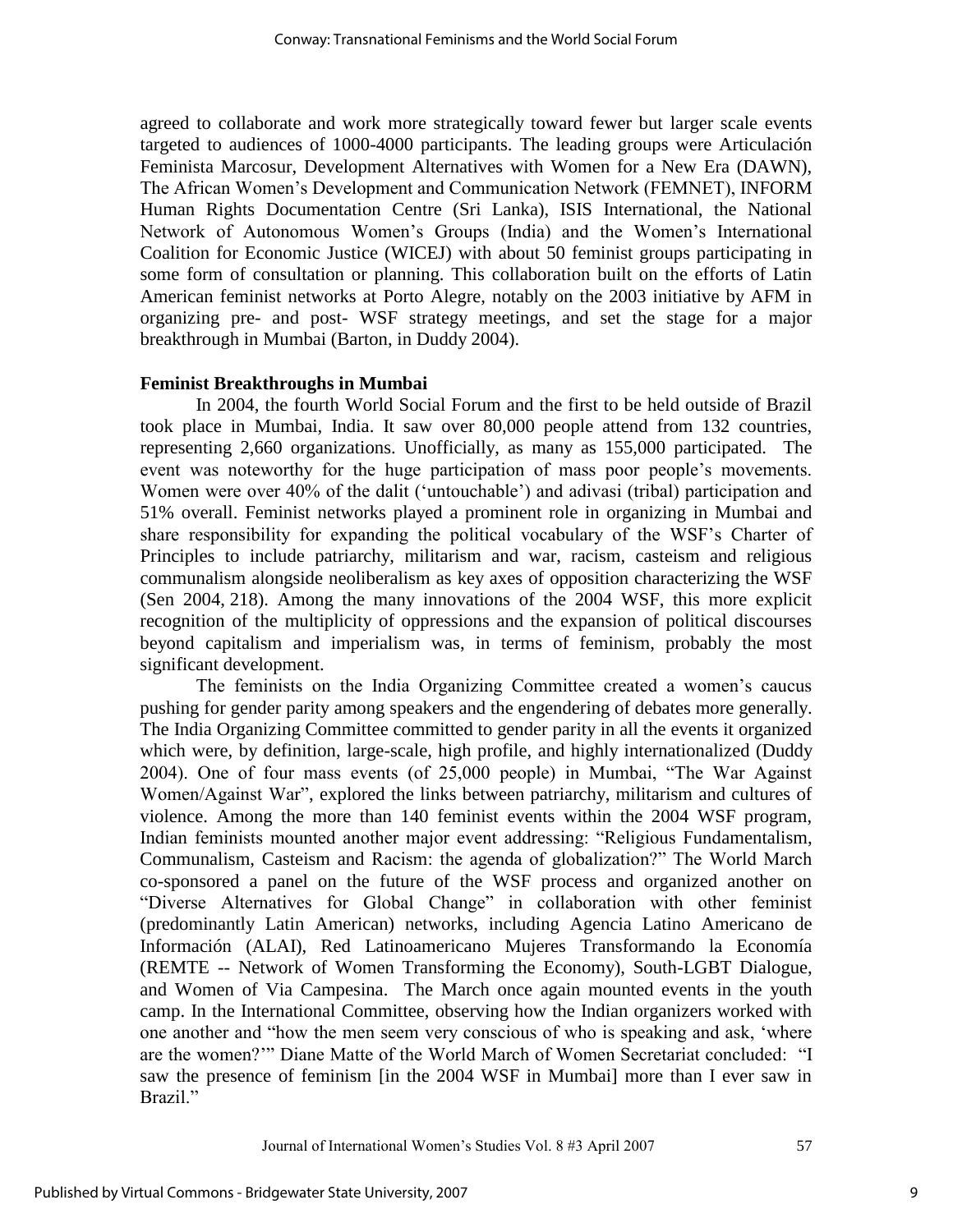agreed to collaborate and work more strategically toward fewer but larger scale events targeted to audiences of 1000-4000 participants. The leading groups were Articulación Feminista Marcosur, Development Alternatives with Women for a New Era (DAWN), The African Women's Development and Communication Network (FEMNET), INFORM Human Rights Documentation Centre (Sri Lanka), ISIS International, the National Network of Autonomous Women's Groups (India) and the Women's International Coalition for Economic Justice (WICEJ) with about 50 feminist groups participating in some form of consultation or planning. This collaboration built on the efforts of Latin American feminist networks at Porto Alegre, notably on the 2003 initiative by AFM in organizing pre- and post- WSF strategy meetings, and set the stage for a major breakthrough in Mumbai (Barton, in Duddy 2004).

### Feminist Breakthroughs in Mumbai

In 2004, the fourth World Social Forum and the first to be held outside of Brazil took place in Mumbai, India. It saw over 80,000 people attend from 132 countries, representing 2,660 organizations. Unofficially, as many as 155,000 participated. The event was noteworthy for the huge participation of mass poor people's movements. Women were over 40% of the dalit ('untouchable') and adivasi (tribal) participation and 51% overall. Feminist networks played a prominent role in organizing in Mumbai and share responsibility for expanding the political vocabulary of the WSF's Charter of Principles to include patriarchy, militarism and war, racism, casteism and religious communalism alongside neoliberalism as key axes of opposition characterizing the WSF (Sen 2004, 218). Among the many innovations of the 2004 WSF, this more explicit recognition of the multiplicity of oppressions and the expansion of political discourses beyond capitalism and imperialism was, in terms of feminism, probably the most significant development.

The feminists on the India Organizing Committee created a women's caucus pushing for gender parity among speakers and the engendering of debates more generally. The India Organizing Committee committed to gender parity in all the events it organized which were, by definition, large-scale, high profile, and highly internationalized (Duddy 2004). One of four mass events (of 25,000 people) in Mumbai, "The War Against Women/Against War", explored the links between patriarchy, militarism and cultures of violence. Among the more than 140 feminist events within the 2004 WSF program, Indian feminists mounted another major event addressing: "Religious Fundamentalism, Communalism, Casteism and Racism: the agenda of globalization?" The World March co-sponsored a panel on the future of the WSF process and organized another on "Diverse Alternatives for Global Change" in collaboration with other feminist (predominantly Latin American) networks, including Agencia Latino Americano de Información (ALAI), Red Latinoamericano Mujeres Transformando la Economía (REMTE -- Network of Women Transforming the Economy), South-LGBT Dialogue, and Women of Via Campesina. The March once again mounted events in the youth camp. In the International Committee, observing how the Indian organizers worked with one another and "how the men seem very conscious of who is speaking and ask, 'where are the women?'" Diane Matte of the World March of Women Secretariat concluded: "I saw the presence of feminism [in the 2004 WSF in Mumbai] more than I ever saw in Brazil."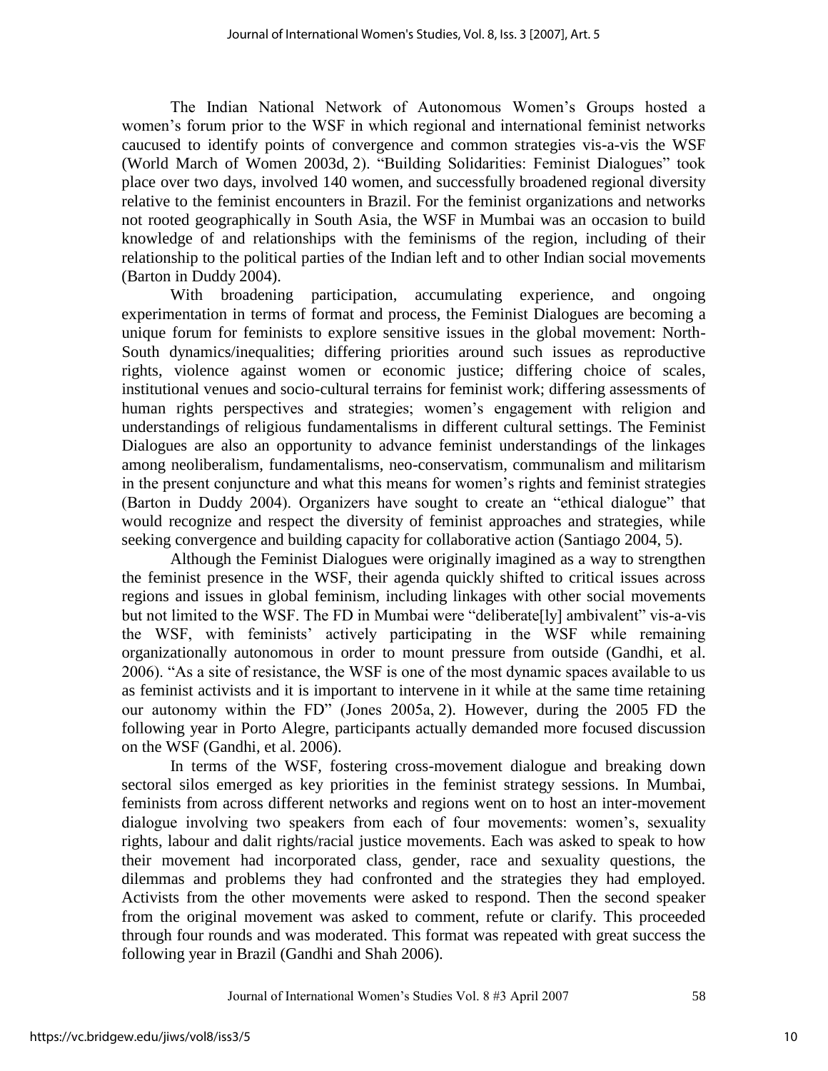The Indian National Network of Autonomous Women's Groups hosted a women's forum prior to the WSF in which regional and international feminist networks caucused to identify points of convergence and common strategies vis-a-vis the WSF (World March of Women 2003d, 2). "Building Solidarities: Feminist Dialogues" took place over two days, involved 140 women, and successfully broadened regional diversity relative to the feminist encounters in Brazil. For the feminist organizations and networks not rooted geographically in South Asia, the WSF in Mumbai was an occasion to build knowledge of and relationships with the feminisms of the region, including of their relationship to the political parties of the Indian left and to other Indian social movements (Barton in Duddy 2004).

With broadening participation, accumulating experience, and ongoing experimentation in terms of format and process, the Feminist Dialogues are becoming a unique forum for feminists to explore sensitive issues in the global movement: North-South dynamics/inequalities; differing priorities around such issues as reproductive rights, violence against women or economic justice; differing choice of scales, institutional venues and socio-cultural terrains for feminist work; differing assessments of human rights perspectives and strategies; women's engagement with religion and understandings of religious fundamentalisms in different cultural settings. The Feminist Dialogues are also an opportunity to advance feminist understandings of the linkages among neoliberalism, fundamentalisms, neo-conservatism, communalism and militarism in the present conjuncture and what this means for women's rights and feminist strategies (Barton in Duddy 2004). Organizers have sought to create an "ethical dialogue" that would recognize and respect the diversity of feminist approaches and strategies, while seeking convergence and building capacity for collaborative action (Santiago 2004, 5).

Although the Feminist Dialogues were originally imagined as a way to strengthen the feminist presence in the WSF, their agenda quickly shifted to critical issues across regions and issues in global feminism, including linkages with other social movements but not limited to the WSF. The FD in Mumbai were "deliberate[ly] ambivalent" vis-a-vis the WSF, with feminists' actively participating in the WSF while remaining organizationally autonomous in order to mount pressure from outside (Gandhi, et al. 2006). "As a site of resistance, the WSF is one of the most dynamic spaces available to us as feminist activists and it is important to intervene in it while at the same time retaining our autonomy within the FD" (Jones 2005a, 2). However, during the 2005 FD the following year in Porto Alegre, participants actually demanded more focused discussion on the WSF (Gandhi, et al. 2006).

In terms of the WSF, fostering cross-movement dialogue and breaking down sectoral silos emerged as key priorities in the feminist strategy sessions. In Mumbai, feminists from across different networks and regions went on to host an inter-movement dialogue involving two speakers from each of four movements: women's, sexuality rights, labour and dalit rights/racial justice movements. Each was asked to speak to how their movement had incorporated class, gender, race and sexuality questions, the dilemmas and problems they had confronted and the strategies they had employed. Activists from the other movements were asked to respond. Then the second speaker from the original movement was asked to comment, refute or clarify. This proceeded through four rounds and was moderated. This format was repeated with great success the following year in Brazil (Gandhi and Shah 2006).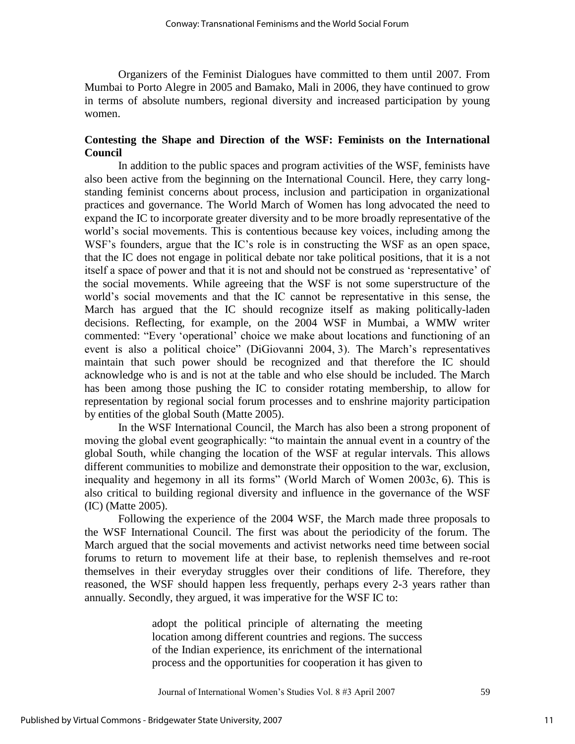Organizers of the Feminist Dialogues have committed to them until 2007. From Mumbai to Porto Alegre in 2005 and Bamako, Mali in 2006, they have continued to grow in terms of absolute numbers, regional diversity and increased participation by young women.

**Contesting the Shape and Direction of the WSF: Feminists on the International Council**

In addition to the public spaces and program activities of the WSF, feminists have also been active from the beginning on the International Council. Here, they carry long-standing feminist concerns about process, inclusion and participation in organizational practices and governance. The World March of Women has long advocated the need to expand the IC to incorporate greater diversity and to be more broadly representative of the world's social movements. This is contentious because key voices, including among the WSF's founders, argue that the IC's role is in constructing the WSF as an open space, that the IC does not engage in political debate nor take political positions, that it is a not itself a space of power and that it is not and should not be construed as 'representative' of the social movements. While agreeing that the WSF is not some superstructure of the world's social movements and that the IC cannot be representative in this sense, the March has argued that the IC should recognize itself as making politically-laden decisions. Reflecting, for example, on the 2004 WSF in Mumbai, a WMW writer commented: "Every 'operational' choice we make about locations and functioning of an event is also a political choice" (DiGiovanni 2004, 3). The March's representatives maintain that such power should be recognized and that therefore the IC should acknowledge who is and is not at the table and who else should be included. The March has been among those pushing the IC to consider rotating membership, to allow for representation by regional social forum processes and to enshrine majority participation by entities of the global South (Matte 2005).

In the WSF International Council, the March has also been a strong proponent of moving the global event geographically: "to maintain the annual event in a country of the global South, while changing the location of the WSF at regular intervals. This allows different communities to mobilize and demonstrate their opposition to the war, exclusion, inequality and hegemony in all its forms" (World March of Women 2003c, 6). This is also critical to building regional diversity and influence in the governance of the WSF (IC) (Matte 2005).

Following the experience of the 2004 WSF, the March made three proposals to the WSF International Council. The first was about the periodicity of the forum. The March argued that the social movements and activist networks need time between social forums to return to movement life at their base, to replenish themselves and re-root themselves in their everyday struggles over their conditions of life. Therefore, they reasoned, the WSF should happen less frequently, perhaps every 2-3 years rather than annually. Secondly, they argued, it was imperative for the WSF IC to:

> adopt the political principle of alternating the meeting location among different countries and regions. The success of the Indian experience, its enrichment of the international process and the opportunities for cooperation it has given to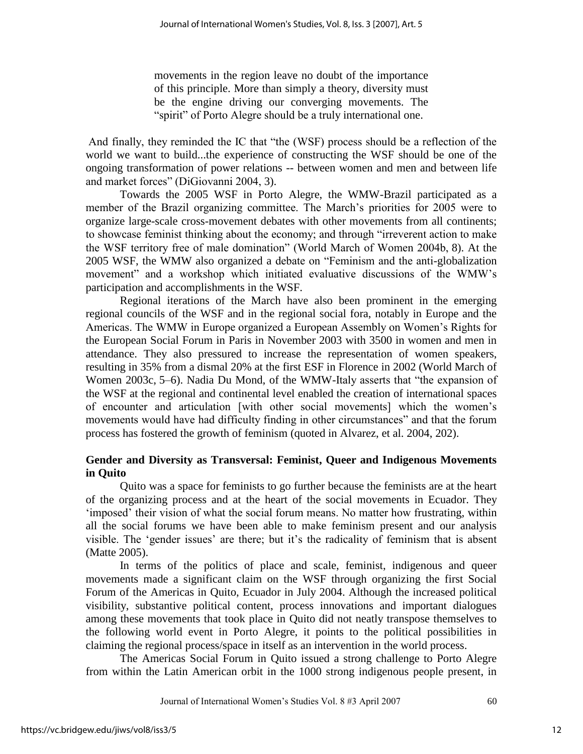> movements in the region leave no doubt of the importance of this principle. More than simply a theory, diversity must be the engine driving our converging movements. The "spirit" of Porto Alegre should be a truly international one.

And finally, they reminded the IC that "the (WSF) process should be a reflection of the world we want to build...the experience of constructing the WSF should be one of the ongoing transformation of power relations -- between women and men and between life and market forces" (DiGiovanni 2004, 3).

Towards the 2005 WSF in Porto Alegre, the WMW-Brazil participated as a member of the Brazil organizing committee. The March's priorities for 2005 were to organize large-scale cross-movement debates with other movements from all continents; to showcase feminist thinking about the economy; and through "irreverent action to make the WSF territory free of male domination" (World March of Women 2004b, 8). At the 2005 WSF, the WMW also organized a debate on "Feminism and the anti-globalization movement" and a workshop which initiated evaluative discussions of the WMW's participation and accomplishments in the WSF.

Regional iterations of the March have also been prominent in the emerging regional councils of the WSF and in the regional social fora, notably in Europe and the Americas. The WMW in Europe organized a European Assembly on Women's Rights for the European Social Forum in Paris in November 2003 with 3500 in women and men in attendance. They also pressured to increase the representation of women speakers, resulting in 35% from a dismal 20% at the first ESF in Florence in 2002 (World March of Women 2003c, 5–6). Nadia Du Mond, of the WMW-Italy asserts that "the expansion of the WSF at the regional and continental level enabled the creation of international spaces of encounter and articulation [with other social movements] which the women's movements would have had difficulty finding in other circumstances" and that the forum process has fostered the growth of feminism (quoted in Alvarez, et al. 2004, 202).

## Gender and Diversity as Transversal: Feminist, Queer and Indigenous Movements in Quito

Quito was a space for feminists to go further because the feminists are at the heart of the organizing process and at the heart of the social movements in Ecuador. They 'imposed' their vision of what the social forum means. No matter how frustrating, within all the social forums we have been able to make feminism present and our analysis visible. The 'gender issues' are there; but it's the radicality of feminism that is absent (Matte 2005).

In terms of the politics of place and scale, feminist, indigenous and queer movements made a significant claim on the WSF through organizing the first Social Forum of the Americas in Quito, Ecuador in July 2004. Although the increased political visibility, substantive political content, process innovations and important dialogues among these movements that took place in Quito did not neatly transpose themselves to the following world event in Porto Alegre, it points to the political possibilities in claiming the regional process/space in itself as an intervention in the world process.

The Americas Social Forum in Quito issued a strong challenge to Porto Alegre from within the Latin American orbit in the 1000 strong indigenous people present, in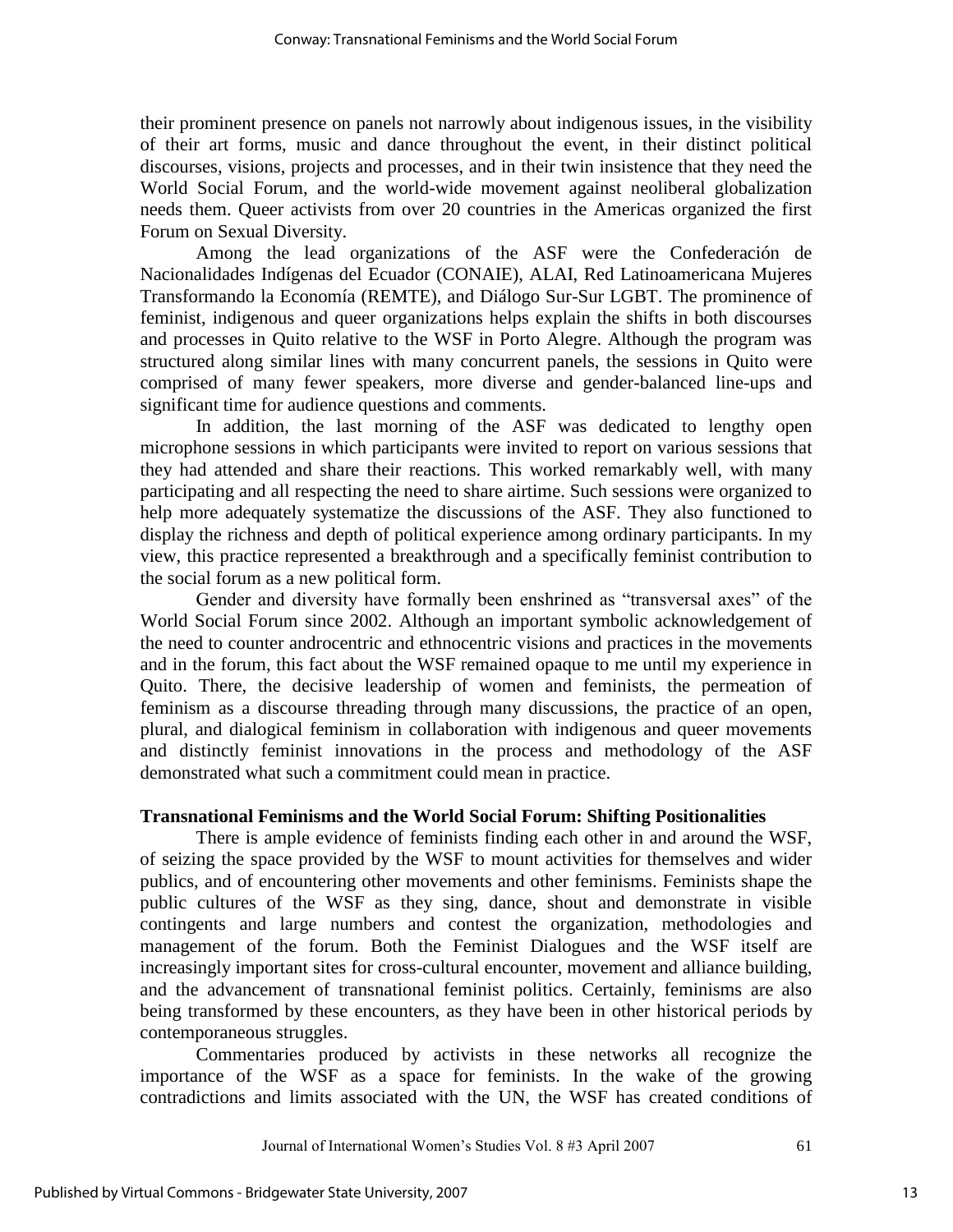their prominent presence on panels not narrowly about indigenous issues, in the visibility of their art forms, music and dance throughout the event, in their distinct political discourses, visions, projects and processes, and in their twin insistence that they need the World Social Forum, and the world-wide movement against neoliberal globalization needs them. Queer activists from over 20 countries in the Americas organized the first Forum on Sexual Diversity.

Among the lead organizations of the ASF were the Confederación de Nacionalidades Indígenas del Ecuador (CONAIE), ALAI, Red Latinoamericana Mujeres Transformando la Economía (REMTE), and Diálogo Sur-Sur LGBT. The prominence of feminist, indigenous and queer organizations helps explain the shifts in both discourses and processes in Quito relative to the WSF in Porto Alegre. Although the program was structured along similar lines with many concurrent panels, the sessions in Quito were comprised of many fewer speakers, more diverse and gender-balanced line-ups and significant time for audience questions and comments.

In addition, the last morning of the ASF was dedicated to lengthy open microphone sessions in which participants were invited to report on various sessions that they had attended and share their reactions. This worked remarkably well, with many participating and all respecting the need to share airtime. Such sessions were organized to help more adequately systematize the discussions of the ASF. They also functioned to display the richness and depth of political experience among ordinary participants. In my view, this practice represented a breakthrough and a specifically feminist contribution to the social forum as a new political form.

Gender and diversity have formally been enshrined as "transversal axes" of the World Social Forum since 2002. Although an important symbolic acknowledgement of the need to counter androcentric and ethnocentric visions and practices in the movements and in the forum, this fact about the WSF remained opaque to me until my experience in Quito. There, the decisive leadership of women and feminists, the permeation of feminism as a discourse threading through many discussions, the practice of an open, plural, and dialogical feminism in collaboration with indigenous and queer movements and distinctly feminist innovations in the process and methodology of the ASF demonstrated what such a commitment could mean in practice.

**Transnational Feminisms and the World Social Forum: Shifting Positionalities**

There is ample evidence of feminists finding each other in and around the WSF, of seizing the space provided by the WSF to mount activities for themselves and wider publics, and of encountering other movements and other feminisms. Feminists shape the public cultures of the WSF as they sing, dance, shout and demonstrate in visible contingents and large numbers and contest the organization, methodologies and management of the forum. Both the Feminist Dialogues and the WSF itself are increasingly important sites for cross-cultural encounter, movement and alliance building, and the advancement of transnational feminist politics. Certainly, feminisms are also being transformed by these encounters, as they have been in other historical periods by contemporaneous struggles.

Commentaries produced by activists in these networks all recognize the importance of the WSF as a space for feminists. In the wake of the growing contradictions and limits associated with the UN, the WSF has created conditions of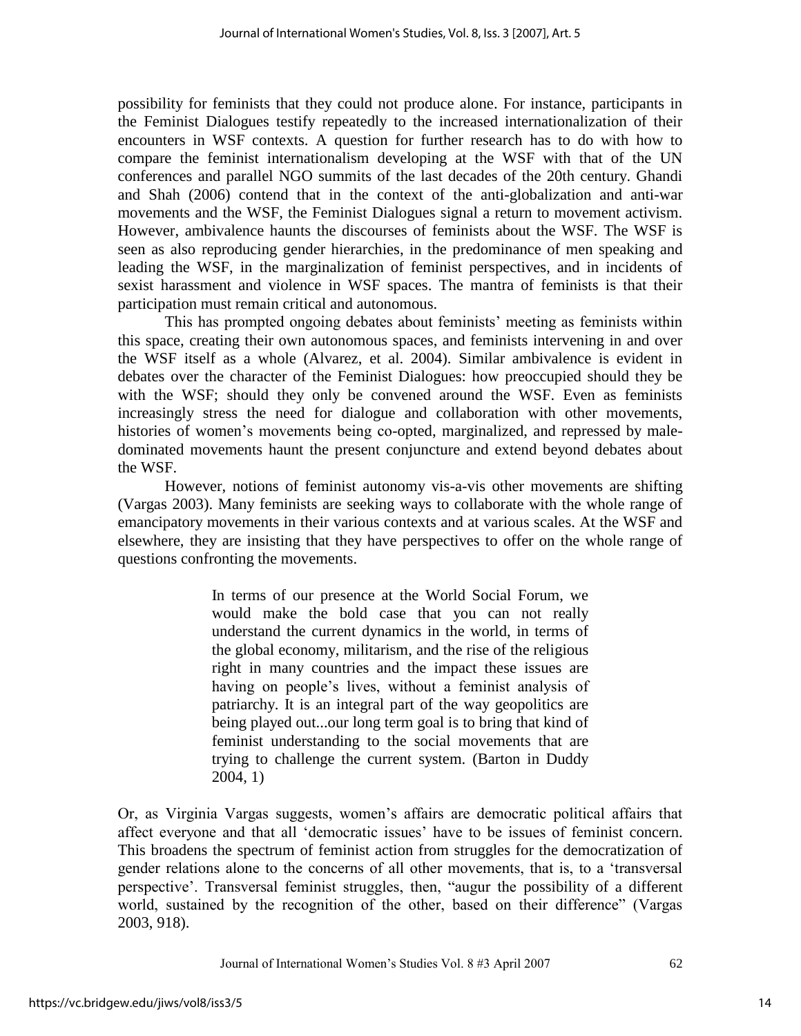possibility for feminists that they could not produce alone. For instance, participants in the Feminist Dialogues testify repeatedly to the increased internationalization of their encounters in WSF contexts. A question for further research has to do with how to compare the feminist internationalism developing at the WSF with that of the UN conferences and parallel NGO summits of the last decades of the 20th century. Ghandi and Shah (2006) contend that in the context of the anti-globalization and anti-war movements and the WSF, the Feminist Dialogues signal a return to movement activism. However, ambivalence haunts the discourses of feminists about the WSF. The WSF is seen as also reproducing gender hierarchies, in the predominance of men speaking and leading the WSF, in the marginalization of feminist perspectives, and in incidents of sexist harassment and violence in WSF spaces. The mantra of feminists is that their participation must remain critical and autonomous.

This has prompted ongoing debates about feminists' meeting as feminists within this space, creating their own autonomous spaces, and feminists intervening in and over the WSF itself as a whole (Alvarez, et al. 2004). Similar ambivalence is evident in debates over the character of the Feminist Dialogues: how preoccupied should they be with the WSF; should they only be convened around the WSF. Even as feminists increasingly stress the need for dialogue and collaboration with other movements, histories of women's movements being co-opted, marginalized, and repressed by male-dominated movements haunt the present conjuncture and extend beyond debates about the WSF.

However, notions of feminist autonomy vis-a-vis other movements are shifting (Vargas 2003). Many feminists are seeking ways to collaborate with the whole range of emancipatory movements in their various contexts and at various scales. At the WSF and elsewhere, they are insisting that they have perspectives to offer on the whole range of questions confronting the movements.

> In terms of our presence at the World Social Forum, we would make the bold case that you can not really understand the current dynamics in the world, in terms of the global economy, militarism, and the rise of the religious right in many countries and the impact these issues are having on people's lives, without a feminist analysis of patriarchy. It is an integral part of the way geopolitics are being played out...our long term goal is to bring that kind of feminist understanding to the social movements that are trying to challenge the current system. (Barton in Duddy 2004, 1)

Or, as Virginia Vargas suggests, women's affairs are democratic political affairs that affect everyone and that all 'democratic issues' have to be issues of feminist concern. This broadens the spectrum of feminist action from struggles for the democratization of gender relations alone to the concerns of all other movements, that is, to a 'transversal perspective'. Transversal feminist struggles, then, "augur the possibility of a different world, sustained by the recognition of the other, based on their difference" (Vargas 2003, 918).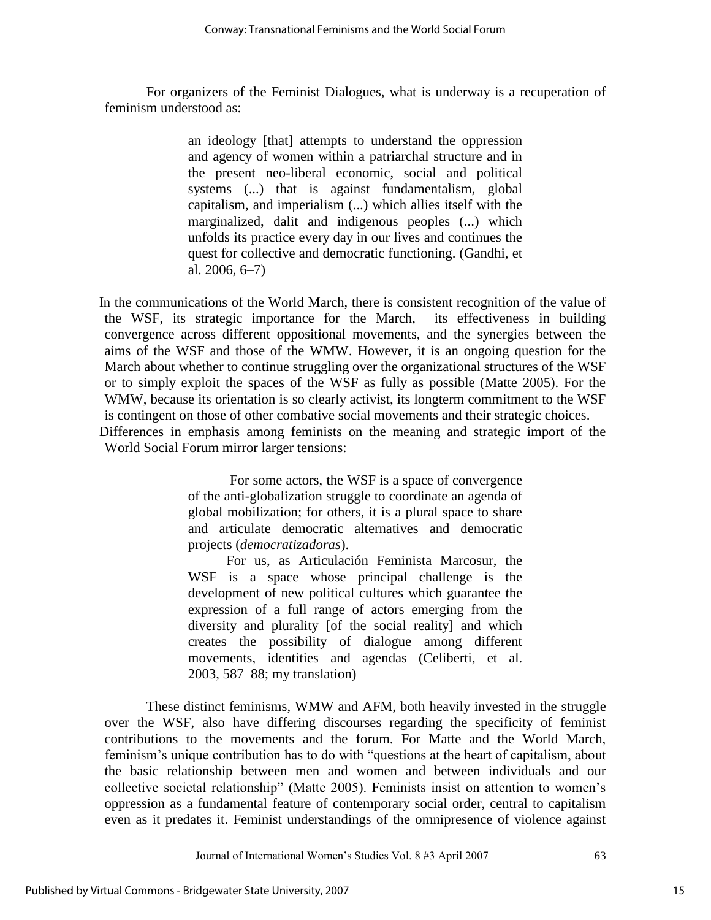For organizers of the Feminist Dialogues, what is underway is a recuperation of feminism understood as:

> an ideology [that] attempts to understand the oppression and agency of women within a patriarchal structure and in the present neo-liberal economic, social and political systems (...) that is against fundamentalism, global capitalism, and imperialism (...) which allies itself with the marginalized, dalit and indigenous peoples (...) which unfolds its practice every day in our lives and continues the quest for collective and democratic functioning. (Gandhi, et al. 2006, 6–7)

In the communications of the World March, there is consistent recognition of the value of the WSF, its strategic importance for the March, its effectiveness in building convergence across different oppositional movements, and the synergies between the aims of the WSF and those of the WMW. However, it is an ongoing question for the March about whether to continue struggling over the organizational structures of the WSF or to simply exploit the spaces of the WSF as fully as possible (Matte 2005). For the WMW, because its orientation is so clearly activist, its longterm commitment to the WSF is contingent on those of other combative social movements and their strategic choices. Differences in emphasis among feminists on the meaning and strategic import of the World Social Forum mirror larger tensions:

> For some actors, the WSF is a space of convergence of the anti-globalization struggle to coordinate an agenda of global mobilization; for others, it is a plural space to share and articulate democratic alternatives and democratic projects (*democratizadoras*).
>
> For us, as Articulación Feminista Marcosur, the WSF is a space whose principal challenge is the development of new political cultures which guarantee the expression of a full range of actors emerging from the diversity and plurality [of the social reality] and which creates the possibility of dialogue among different movements, identities and agendas (Celiberti, et al. 2003, 587–88; my translation)

These distinct feminisms, WMW and AFM, both heavily invested in the struggle over the WSF, also have differing discourses regarding the specificity of feminist contributions to the movements and the forum. For Matte and the World March, feminism's unique contribution has to do with "questions at the heart of capitalism, about the basic relationship between men and women and between individuals and our collective societal relationship" (Matte 2005). Feminists insist on attention to women's oppression as a fundamental feature of contemporary social order, central to capitalism even as it predates it. Feminist understandings of the omnipresence of violence against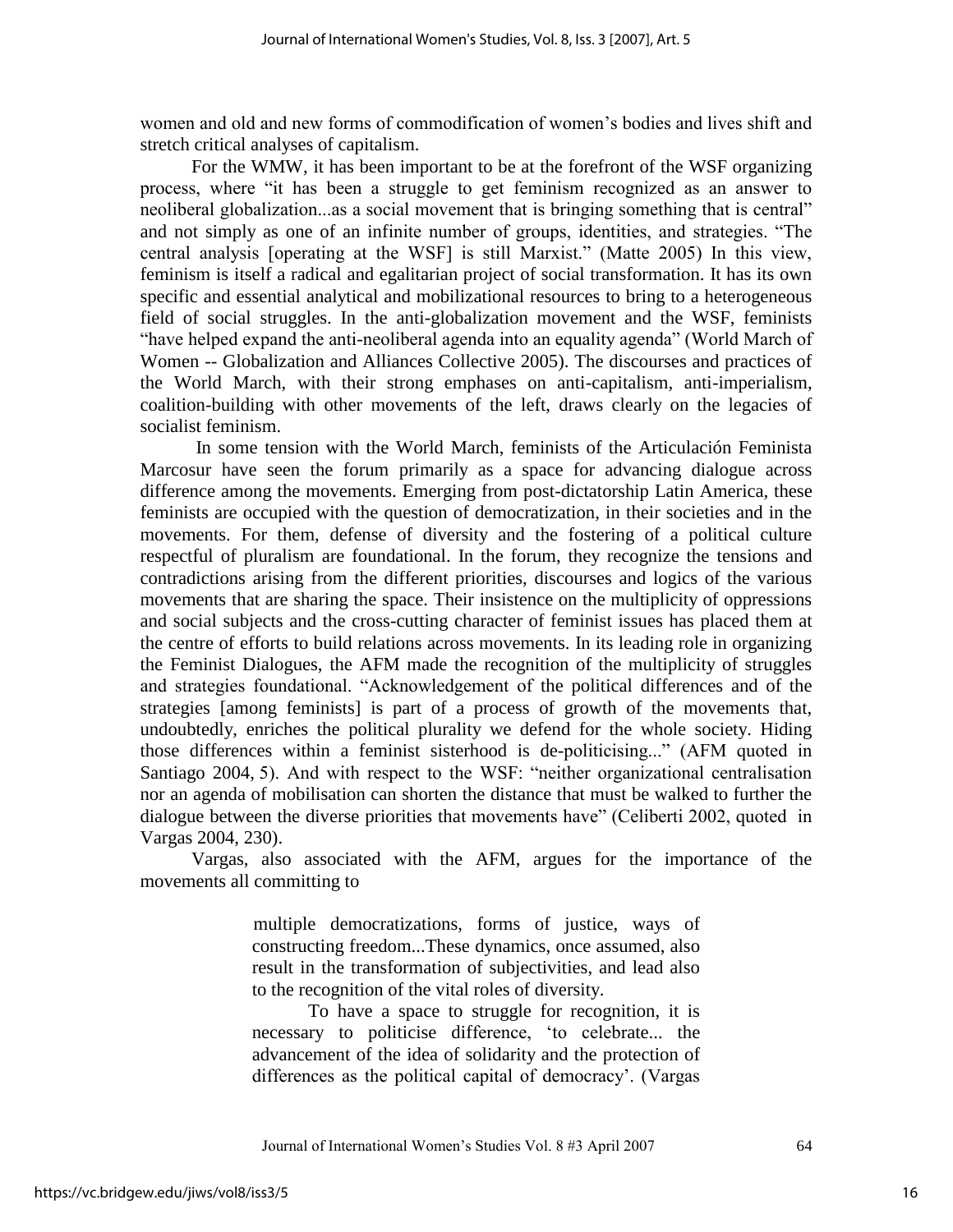women and old and new forms of commodification of women's bodies and lives shift and stretch critical analyses of capitalism.

For the WMW, it has been important to be at the forefront of the WSF organizing process, where "it has been a struggle to get feminism recognized as an answer to neoliberal globalization...as a social movement that is bringing something that is central" and not simply as one of an infinite number of groups, identities, and strategies. "The central analysis [operating at the WSF] is still Marxist." (Matte 2005) In this view, feminism is itself a radical and egalitarian project of social transformation. It has its own specific and essential analytical and mobilizational resources to bring to a heterogeneous field of social struggles. In the anti-globalization movement and the WSF, feminists "have helped expand the anti-neoliberal agenda into an equality agenda" (World March of Women -- Globalization and Alliances Collective 2005). The discourses and practices of the World March, with their strong emphases on anti-capitalism, anti-imperialism, coalition-building with other movements of the left, draws clearly on the legacies of socialist feminism.

In some tension with the World March, feminists of the Articulación Feminista Marcosur have seen the forum primarily as a space for advancing dialogue across difference among the movements. Emerging from post-dictatorship Latin America, these feminists are occupied with the question of democratization, in their societies and in the movements. For them, defense of diversity and the fostering of a political culture respectful of pluralism are foundational. In the forum, they recognize the tensions and contradictions arising from the different priorities, discourses and logics of the various movements that are sharing the space. Their insistence on the multiplicity of oppressions and social subjects and the cross-cutting character of feminist issues has placed them at the centre of efforts to build relations across movements. In its leading role in organizing the Feminist Dialogues, the AFM made the recognition of the multiplicity of struggles and strategies foundational. "Acknowledgement of the political differences and of the strategies [among feminists] is part of a process of growth of the movements that, undoubtedly, enriches the political plurality we defend for the whole society. Hiding those differences within a feminist sisterhood is de-politicising..." (AFM quoted in Santiago 2004, 5). And with respect to the WSF: "neither organizational centralisation nor an agenda of mobilisation can shorten the distance that must be walked to further the dialogue between the diverse priorities that movements have" (Celiberti 2002, quoted in Vargas 2004, 230).

Vargas, also associated with the AFM, argues for the importance of the movements all committing to

> multiple democratizations, forms of justice, ways of constructing freedom...These dynamics, once assumed, also result in the transformation of subjectivities, and lead also to the recognition of the vital roles of diversity.
>
> To have a space to struggle for recognition, it is necessary to politicise difference, 'to celebrate... the advancement of the idea of solidarity and the protection of differences as the political capital of democracy'. (Vargas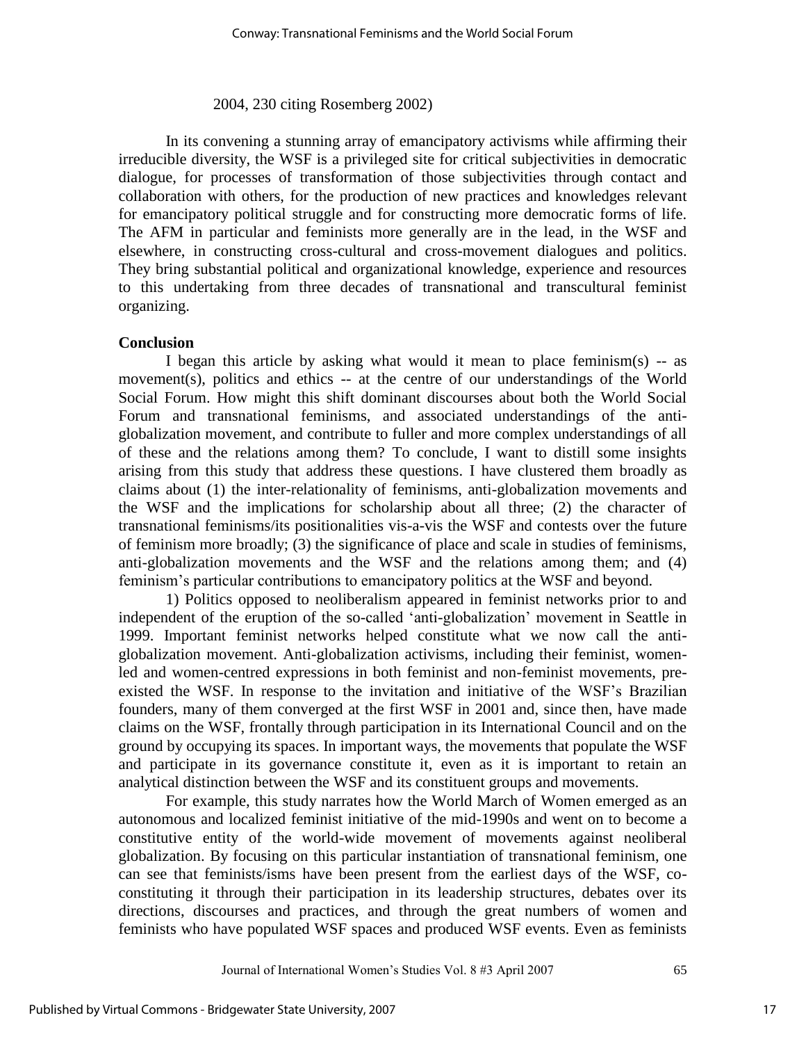2004, 230 citing Rosemberg 2002)

In its convening a stunning array of emancipatory activisms while affirming their irreducible diversity, the WSF is a privileged site for critical subjectivities in democratic dialogue, for processes of transformation of those subjectivities through contact and collaboration with others, for the production of new practices and knowledges relevant for emancipatory political struggle and for constructing more democratic forms of life. The AFM in particular and feminists more generally are in the lead, in the WSF and elsewhere, in constructing cross-cultural and cross-movement dialogues and politics. They bring substantial political and organizational knowledge, experience and resources to this undertaking from three decades of transnational and transcultural feminist organizing.

**Conclusion**

I began this article by asking what would it mean to place feminism(s) -- as movement(s), politics and ethics -- at the centre of our understandings of the World Social Forum. How might this shift dominant discourses about both the World Social Forum and transnational feminisms, and associated understandings of the anti-globalization movement, and contribute to fuller and more complex understandings of all of these and the relations among them? To conclude, I want to distill some insights arising from this study that address these questions. I have clustered them broadly as claims about (1) the inter-relationality of feminisms, anti-globalization movements and the WSF and the implications for scholarship about all three; (2) the character of transnational feminisms/its positionalities vis-a-vis the WSF and contests over the future of feminism more broadly; (3) the significance of place and scale in studies of feminisms, anti-globalization movements and the WSF and the relations among them; and (4) feminism's particular contributions to emancipatory politics at the WSF and beyond.

1) Politics opposed to neoliberalism appeared in feminist networks prior to and independent of the eruption of the so-called 'anti-globalization' movement in Seattle in 1999. Important feminist networks helped constitute what we now call the anti-globalization movement. Anti-globalization activisms, including their feminist, women-led and women-centred expressions in both feminist and non-feminist movements, pre-existed the WSF. In response to the invitation and initiative of the WSF's Brazilian founders, many of them converged at the first WSF in 2001 and, since then, have made claims on the WSF, frontally through participation in its International Council and on the ground by occupying its spaces. In important ways, the movements that populate the WSF and participate in its governance constitute it, even as it is important to retain an analytical distinction between the WSF and its constituent groups and movements.

For example, this study narrates how the World March of Women emerged as an autonomous and localized feminist initiative of the mid-1990s and went on to become a constitutive entity of the world-wide movement of movements against neoliberal globalization. By focusing on this particular instantiation of transnational feminism, one can see that feminists/isms have been present from the earliest days of the WSF, co-constituting it through their participation in its leadership structures, debates over its directions, discourses and practices, and through the great numbers of women and feminists who have populated WSF spaces and produced WSF events. Even as feminists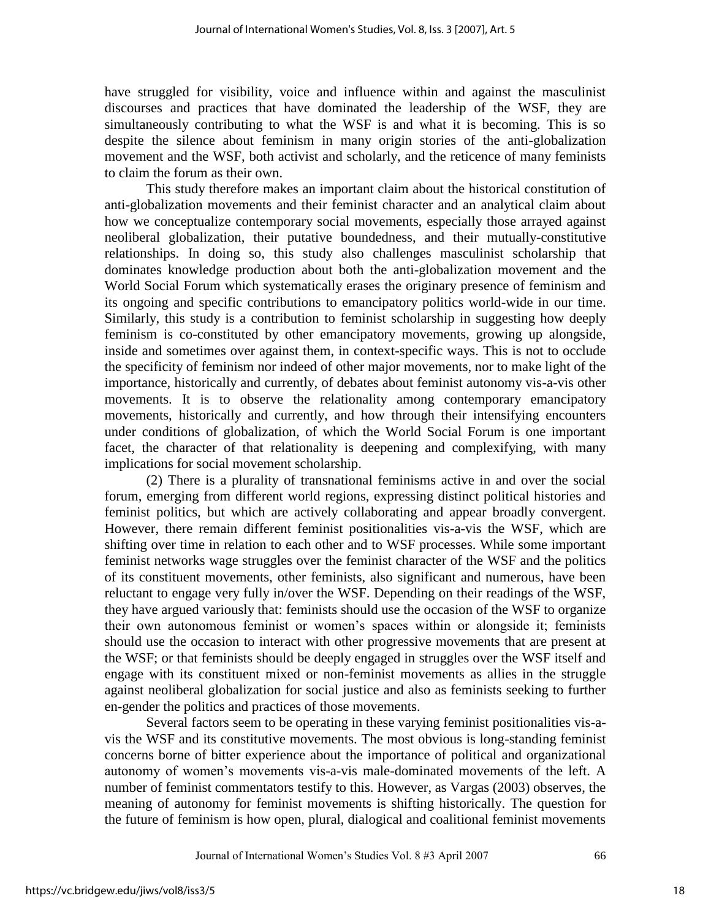have struggled for visibility, voice and influence within and against the masculinist discourses and practices that have dominated the leadership of the WSF, they are simultaneously contributing to what the WSF is and what it is becoming. This is so despite the silence about feminism in many origin stories of the anti-globalization movement and the WSF, both activist and scholarly, and the reticence of many feminists to claim the forum as their own.

This study therefore makes an important claim about the historical constitution of anti-globalization movements and their feminist character and an analytical claim about how we conceptualize contemporary social movements, especially those arrayed against neoliberal globalization, their putative boundedness, and their mutually-constitutive relationships. In doing so, this study also challenges masculinist scholarship that dominates knowledge production about both the anti-globalization movement and the World Social Forum which systematically erases the originary presence of feminism and its ongoing and specific contributions to emancipatory politics world-wide in our time. Similarly, this study is a contribution to feminist scholarship in suggesting how deeply feminism is co-constituted by other emancipatory movements, growing up alongside, inside and sometimes over against them, in context-specific ways. This is not to occlude the specificity of feminism nor indeed of other major movements, nor to make light of the importance, historically and currently, of debates about feminist autonomy vis-a-vis other movements. It is to observe the relationality among contemporary emancipatory movements, historically and currently, and how through their intensifying encounters under conditions of globalization, of which the World Social Forum is one important facet, the character of that relationality is deepening and complexifying, with many implications for social movement scholarship.

(2) There is a plurality of transnational feminisms active in and over the social forum, emerging from different world regions, expressing distinct political histories and feminist politics, but which are actively collaborating and appear broadly convergent. However, there remain different feminist positionalities vis-a-vis the WSF, which are shifting over time in relation to each other and to WSF processes. While some important feminist networks wage struggles over the feminist character of the WSF and the politics of its constituent movements, other feminists, also significant and numerous, have been reluctant to engage very fully in/over the WSF. Depending on their readings of the WSF, they have argued variously that: feminists should use the occasion of the WSF to organize their own autonomous feminist or women's spaces within or alongside it; feminists should use the occasion to interact with other progressive movements that are present at the WSF; or that feminists should be deeply engaged in struggles over the WSF itself and engage with its constituent mixed or non-feminist movements as allies in the struggle against neoliberal globalization for social justice and also as feminists seeking to further en-gender the politics and practices of those movements.

Several factors seem to be operating in these varying feminist positionalities vis-a-vis the WSF and its constitutive movements. The most obvious is long-standing feminist concerns borne of bitter experience about the importance of political and organizational autonomy of women's movements vis-a-vis male-dominated movements of the left. A number of feminist commentators testify to this. However, as Vargas (2003) observes, the meaning of autonomy for feminist movements is shifting historically. The question for the future of feminism is how open, plural, dialogical and coalitional feminist movements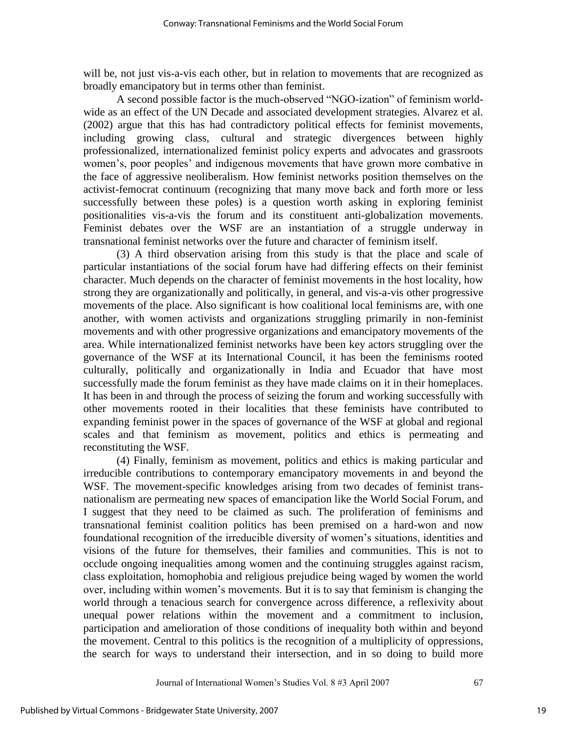will be, not just vis-a-vis each other, but in relation to movements that are recognized as broadly emancipatory but in terms other than feminist.

A second possible factor is the much-observed "NGO-ization" of feminism world-wide as an effect of the UN Decade and associated development strategies. Alvarez et al. (2002) argue that this has had contradictory political effects for feminist movements, including growing class, cultural and strategic divergences between highly professionalized, internationalized feminist policy experts and advocates and grassroots women's, poor peoples' and indigenous movements that have grown more combative in the face of aggressive neoliberalism. How feminist networks position themselves on the activist-femocrat continuum (recognizing that many move back and forth more or less successfully between these poles) is a question worth asking in exploring feminist positionalities vis-a-vis the forum and its constituent anti-globalization movements. Feminist debates over the WSF are an instantiation of a struggle underway in transnational feminist networks over the future and character of feminism itself.

(3) A third observation arising from this study is that the place and scale of particular instantiations of the social forum have had differing effects on their feminist character. Much depends on the character of feminist movements in the host locality, how strong they are organizationally and politically, in general, and vis-a-vis other progressive movements of the place. Also significant is how coalitional local feminisms are, with one another, with women activists and organizations struggling primarily in non-feminist movements and with other progressive organizations and emancipatory movements of the area. While internationalized feminist networks have been key actors struggling over the governance of the WSF at its International Council, it has been the feminisms rooted culturally, politically and organizationally in India and Ecuador that have most successfully made the forum feminist as they have made claims on it in their homeplaces. It has been in and through the process of seizing the forum and working successfully with other movements rooted in their localities that these feminists have contributed to expanding feminist power in the spaces of governance of the WSF at global and regional scales and that feminism as movement, politics and ethics is permeating and reconstituting the WSF.

(4) Finally, feminism as movement, politics and ethics is making particular and irreducible contributions to contemporary emancipatory movements in and beyond the WSF. The movement-specific knowledges arising from two decades of feminist trans-nationalism are permeating new spaces of emancipation like the World Social Forum, and I suggest that they need to be claimed as such. The proliferation of feminisms and transnational feminist coalition politics has been premised on a hard-won and now foundational recognition of the irreducible diversity of women's situations, identities and visions of the future for themselves, their families and communities. This is not to occlude ongoing inequalities among women and the continuing struggles against racism, class exploitation, homophobia and religious prejudice being waged by women the world over, including within women's movements. But it is to say that feminism is changing the world through a tenacious search for convergence across difference, a reflexivity about unequal power relations within the movement and a commitment to inclusion, participation and amelioration of those conditions of inequality both within and beyond the movement. Central to this politics is the recognition of a multiplicity of oppressions, the search for ways to understand their intersection, and in so doing to build more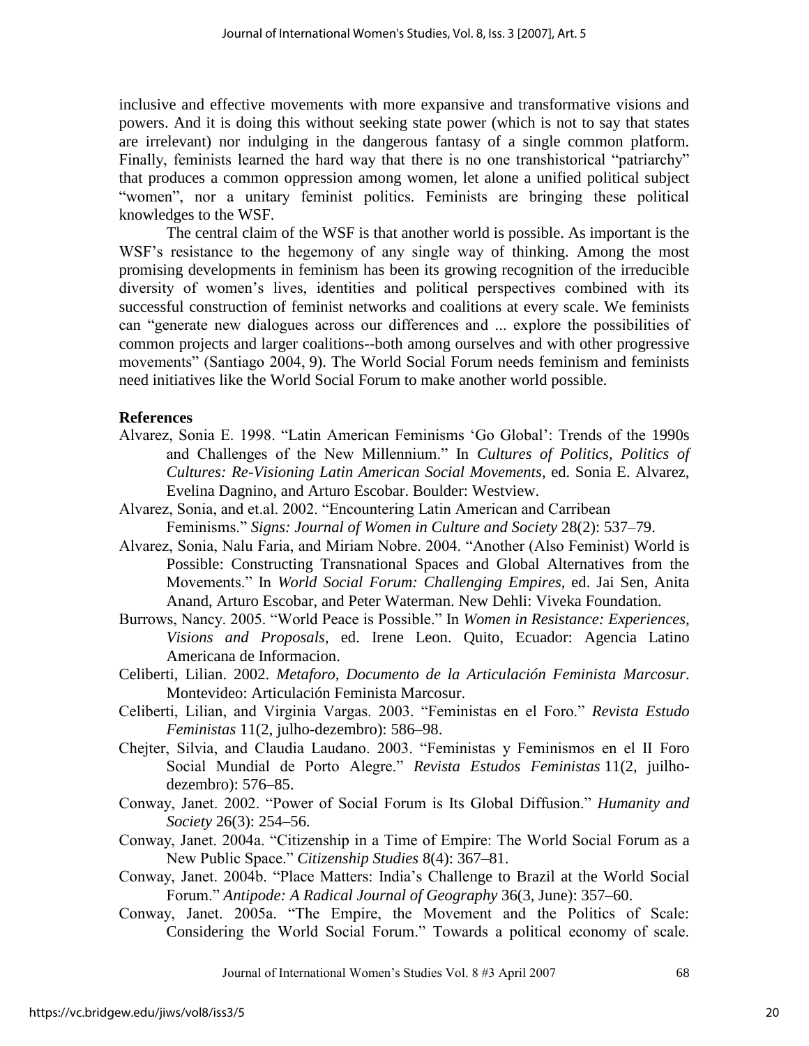inclusive and effective movements with more expansive and transformative visions and powers. And it is doing this without seeking state power (which is not to say that states are irrelevant) nor indulging in the dangerous fantasy of a single common platform. Finally, feminists learned the hard way that there is no one transhistorical "patriarchy" that produces a common oppression among women, let alone a unified political subject "women", nor a unitary feminist politics. Feminists are bringing these political knowledges to the WSF.

The central claim of the WSF is that another world is possible. As important is the WSF's resistance to the hegemony of any single way of thinking. Among the most promising developments in feminism has been its growing recognition of the irreducible diversity of women's lives, identities and political perspectives combined with its successful construction of feminist networks and coalitions at every scale. We feminists can "generate new dialogues across our differences and ... explore the possibilities of common projects and larger coalitions--both among ourselves and with other progressive movements" (Santiago 2004, 9). The World Social Forum needs feminism and feminists need initiatives like the World Social Forum to make another world possible.

**References**

Alvarez, Sonia E. 1998. "Latin American Feminisms 'Go Global': Trends of the 1990s and Challenges of the New Millennium." In *Cultures of Politics, Politics of Cultures: Re-Visioning Latin American Social Movements*, ed. Sonia E. Alvarez, Evelina Dagnino, and Arturo Escobar. Boulder: Westview.

Alvarez, Sonia, and et.al. 2002. "Encountering Latin American and Carribean Feminisms." *Signs: Journal of Women in Culture and Society* 28(2): 537–79.

Alvarez, Sonia, Nalu Faria, and Miriam Nobre. 2004. "Another (Also Feminist) World is Possible: Constructing Transnational Spaces and Global Alternatives from the Movements." In *World Social Forum: Challenging Empires*, ed. Jai Sen, Anita Anand, Arturo Escobar, and Peter Waterman. New Dehli: Viveka Foundation.

Burrows, Nancy. 2005. "World Peace is Possible." In *Women in Resistance: Experiences, Visions and Proposals*, ed. Irene Leon. Quito, Ecuador: Agencia Latino Americana de Informacion.

Celiberti, Lilian. 2002. *Metaforo, Documento de la Articulación Feminista Marcosur*. Montevideo: Articulación Feminista Marcosur.

Celiberti, Lilian, and Virginia Vargas. 2003. "Feministas en el Foro." *Revista Estudo Feministas* 11(2, julho-dezembro): 586–98.

Chejter, Silvia, and Claudia Laudano. 2003. "Feministas y Feminismos en el II Foro Social Mundial de Porto Alegre." *Revista Estudos Feministas* 11(2, juilho-dezembro): 576–85.

Conway, Janet. 2002. "Power of Social Forum is Its Global Diffusion." *Humanity and Society* 26(3): 254–56.

Conway, Janet. 2004a. "Citizenship in a Time of Empire: The World Social Forum as a New Public Space." *Citizenship Studies* 8(4): 367–81.

Conway, Janet. 2004b. "Place Matters: India's Challenge to Brazil at the World Social Forum." *Antipode: A Radical Journal of Geography* 36(3, June): 357–60.

Conway, Janet. 2005a. "The Empire, the Movement and the Politics of Scale: Considering the World Social Forum." Towards a political economy of scale.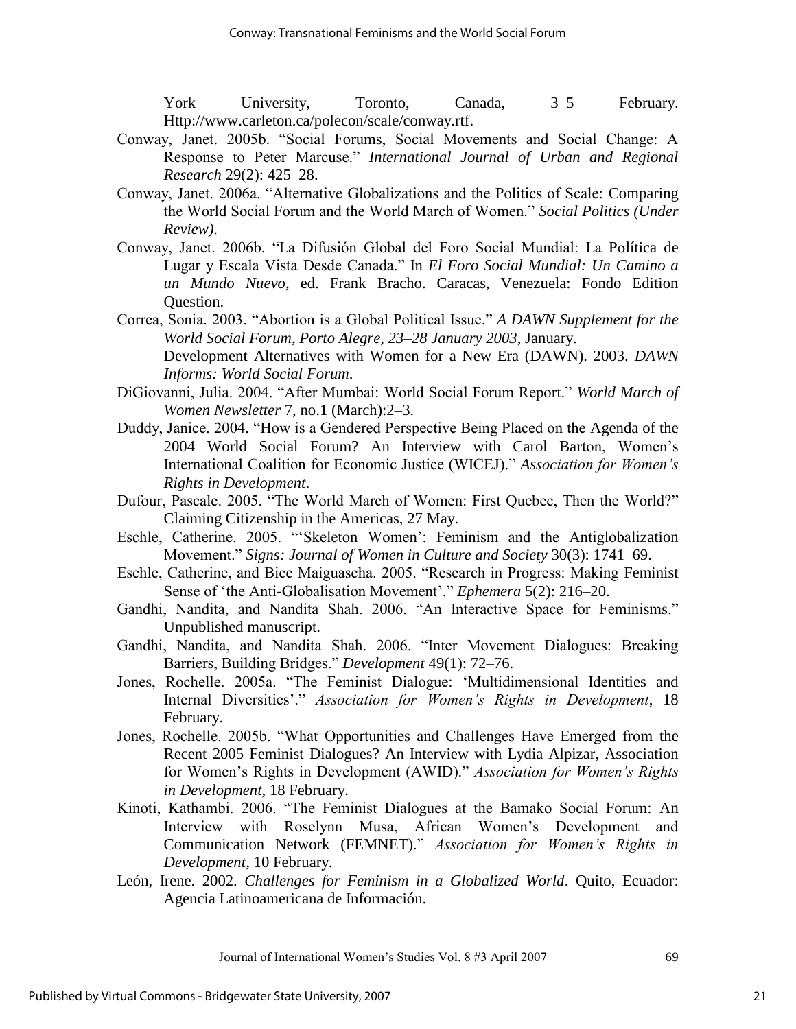York University, Toronto, Canada, 3–5 February. Http://www.carleton.ca/polecon/scale/conway.rtf.

Conway, Janet. 2005b. "Social Forums, Social Movements and Social Change: A Response to Peter Marcuse." *International Journal of Urban and Regional Research* 29(2): 425–28.

Conway, Janet. 2006a. "Alternative Globalizations and the Politics of Scale: Comparing the World Social Forum and the World March of Women." *Social Politics (Under Review).*

Conway, Janet. 2006b. "La Difusión Global del Foro Social Mundial: La Política de Lugar y Escala Vista Desde Canada." In *El Foro Social Mundial: Un Camino a un Mundo Nuevo*, ed. Frank Bracho. Caracas, Venezuela: Fondo Edition Question.

Correa, Sonia. 2003. "Abortion is a Global Political Issue." *A DAWN Supplement for the World Social Forum, Porto Alegre, 23–28 January 2003*, January.
Development Alternatives with Women for a New Era (DAWN). 2003. *DAWN Informs: World Social Forum*.

DiGiovanni, Julia. 2004. "After Mumbai: World Social Forum Report." *World March of Women Newsletter* 7, no.1 (March):2–3.

Duddy, Janice. 2004. "How is a Gendered Perspective Being Placed on the Agenda of the 2004 World Social Forum? An Interview with Carol Barton, Women's International Coalition for Economic Justice (WICEJ)." *Association for Women's Rights in Development*.

Dufour, Pascale. 2005. "The World March of Women: First Quebec, Then the World?" Claiming Citizenship in the Americas, 27 May.

Eschle, Catherine. 2005. "'Skeleton Women': Feminism and the Antiglobalization Movement." *Signs: Journal of Women in Culture and Society* 30(3): 1741–69.

Eschle, Catherine, and Bice Maiguascha. 2005. "Research in Progress: Making Feminist Sense of 'the Anti-Globalisation Movement'." *Ephemera* 5(2): 216–20.

Gandhi, Nandita, and Nandita Shah. 2006. "An Interactive Space for Feminisms." Unpublished manuscript.

Gandhi, Nandita, and Nandita Shah. 2006. "Inter Movement Dialogues: Breaking Barriers, Building Bridges." *Development* 49(1): 72–76.

Jones, Rochelle. 2005a. "The Feminist Dialogue: 'Multidimensional Identities and Internal Diversities'." *Association for Women's Rights in Development*, 18 February.

Jones, Rochelle. 2005b. "What Opportunities and Challenges Have Emerged from the Recent 2005 Feminist Dialogues? An Interview with Lydia Alpizar, Association for Women's Rights in Development (AWID)." *Association for Women's Rights in Development*, 18 February.

Kinoti, Kathambi. 2006. "The Feminist Dialogues at the Bamako Social Forum: An Interview with Roselynn Musa, African Women's Development and Communication Network (FEMNET)." *Association for Women's Rights in Development*, 10 February.

León, Irene. 2002. *Challenges for Feminism in a Globalized World*. Quito, Ecuador: Agencia Latinoamericana de Información.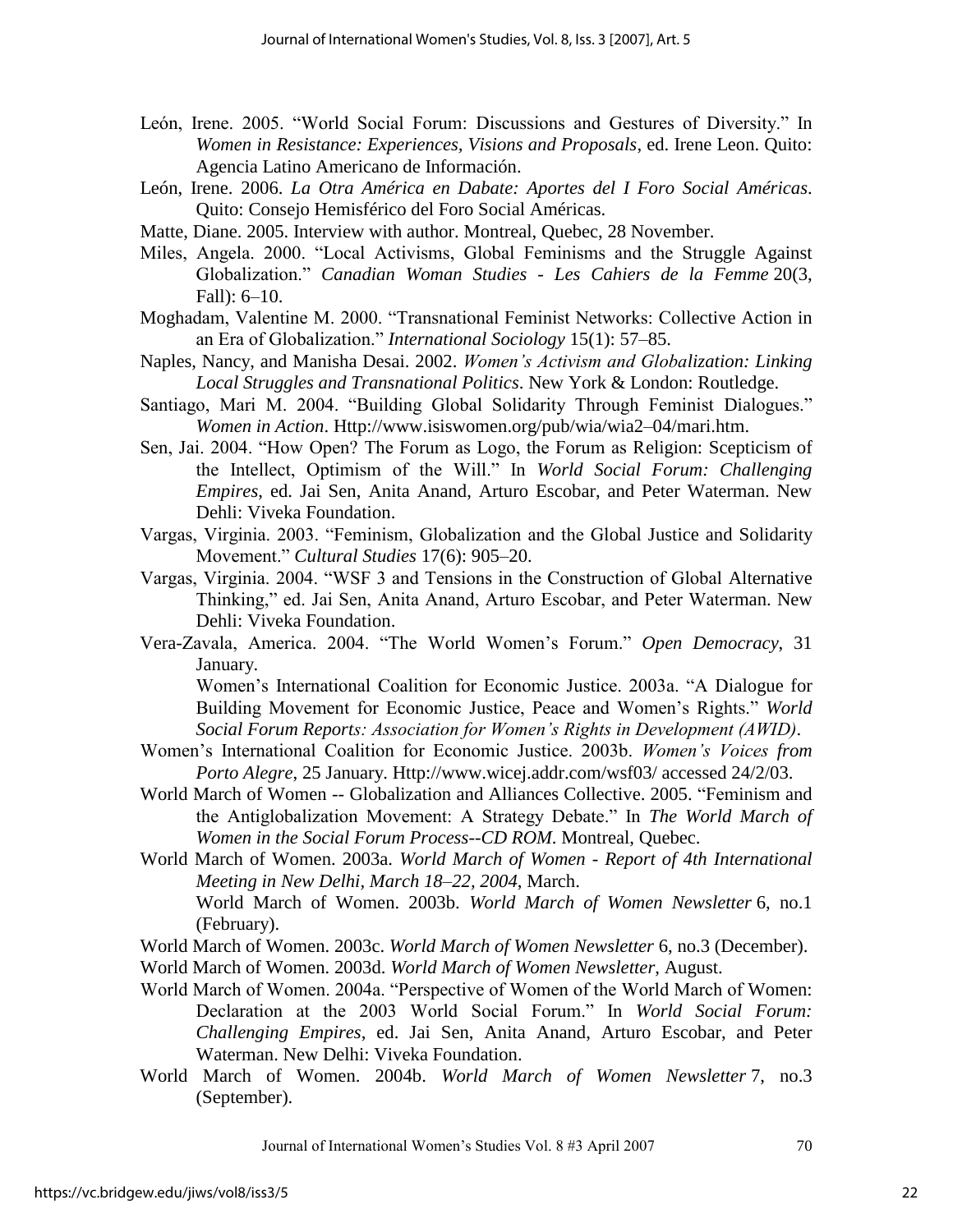León, Irene. 2005. "World Social Forum: Discussions and Gestures of Diversity." In *Women in Resistance: Experiences, Visions and Proposals*, ed. Irene Leon. Quito: Agencia Latino Americano de Información.

León, Irene. 2006. *La Otra América en Dabate: Aportes del I Foro Social Américas*. Quito: Consejo Hemisférico del Foro Social Américas.

Matte, Diane. 2005. Interview with author. Montreal, Quebec, 28 November.

Miles, Angela. 2000. "Local Activisms, Global Feminisms and the Struggle Against Globalization." *Canadian Woman Studies - Les Cahiers de la Femme* 20(3, Fall): 6–10.

Moghadam, Valentine M. 2000. "Transnational Feminist Networks: Collective Action in an Era of Globalization." *International Sociology* 15(1): 57–85.

Naples, Nancy, and Manisha Desai. 2002. *Women's Activism and Globalization: Linking Local Struggles and Transnational Politics*. New York & London: Routledge.

Santiago, Mari M. 2004. "Building Global Solidarity Through Feminist Dialogues." *Women in Action*. Http://www.isiswomen.org/pub/wia/wia2–04/mari.htm.

Sen, Jai. 2004. "How Open? The Forum as Logo, the Forum as Religion: Scepticism of the Intellect, Optimism of the Will." In *World Social Forum: Challenging Empires*, ed. Jai Sen, Anita Anand, Arturo Escobar, and Peter Waterman. New Dehli: Viveka Foundation.

Vargas, Virginia. 2003. "Feminism, Globalization and the Global Justice and Solidarity Movement." *Cultural Studies* 17(6): 905–20.

Vargas, Virginia. 2004. "WSF 3 and Tensions in the Construction of Global Alternative Thinking," ed. Jai Sen, Anita Anand, Arturo Escobar, and Peter Waterman. New Dehli: Viveka Foundation.

Vera-Zavala, America. 2004. "The World Women's Forum." *Open Democracy*, 31 January.

Women's International Coalition for Economic Justice. 2003a. "A Dialogue for Building Movement for Economic Justice, Peace and Women's Rights." *World Social Forum Reports: Association for Women's Rights in Development (AWID)*.

Women's International Coalition for Economic Justice. 2003b. *Women's Voices from Porto Alegre*, 25 January. Http://www.wicej.addr.com/wsf03/ accessed 24/2/03.

World March of Women -- Globalization and Alliances Collective. 2005. "Feminism and the Antiglobalization Movement: A Strategy Debate." In *The World March of Women in the Social Forum Process--CD ROM*. Montreal, Quebec.

World March of Women. 2003a. *World March of Women - Report of 4th International Meeting in New Delhi, March 18–22, 2004*, March.

World March of Women. 2003b. *World March of Women Newsletter* 6, no.1 (February).

World March of Women. 2003c. *World March of Women Newsletter* 6, no.3 (December).

World March of Women. 2003d. *World March of Women Newsletter*, August.

World March of Women. 2004a. "Perspective of Women of the World March of Women: Declaration at the 2003 World Social Forum." In *World Social Forum: Challenging Empires*, ed. Jai Sen, Anita Anand, Arturo Escobar, and Peter Waterman. New Delhi: Viveka Foundation.

World March of Women. 2004b. *World March of Women Newsletter* 7, no.3 (September).